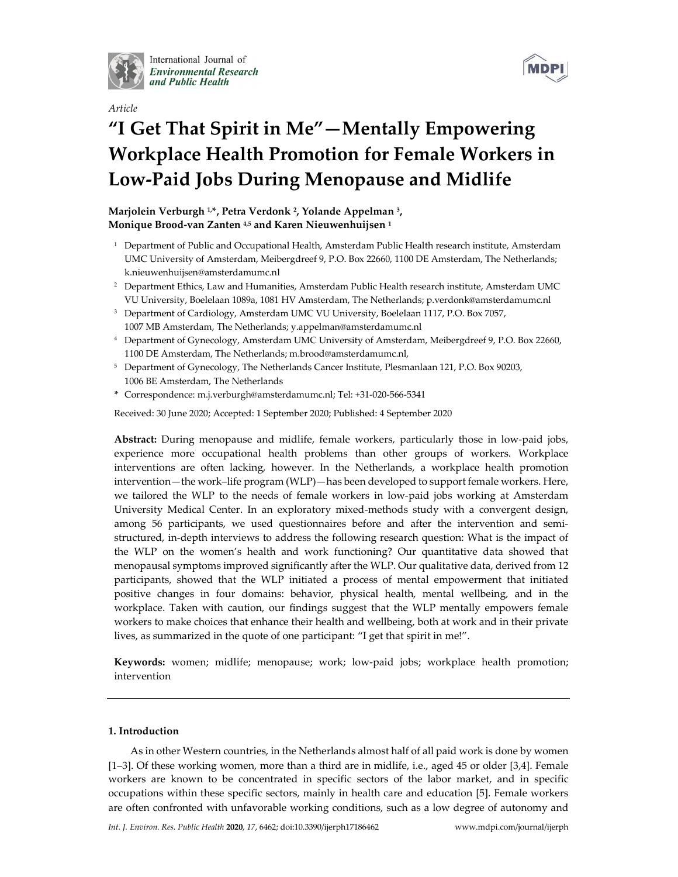International Journal of *Environmental Research and Public Health*

*Article*

# "I Get That Spirit in Me"—Mentally Empowering Workplace Health Promotion for Female Workers in Low-Paid Jobs During Menopause and Midlife

**Marjolein Verburgh [1,*], Petra Verdonk [2], Yolande Appelman [3], Monique Brood-van Zanten [4,5] and Karen Nieuwenhuijsen [1]**

1. Department of Public and Occupational Health, Amsterdam Public Health research institute, Amsterdam UMC University of Amsterdam, Meibergdreef 9, P.O. Box 22660, 1100 DE Amsterdam, The Netherlands; k.nieuwenhuijsen@amsterdamumc.nl
2. Department Ethics, Law and Humanities, Amsterdam Public Health research institute, Amsterdam UMC VU University, Boelelaan 1089a, 1081 HV Amsterdam, The Netherlands; p.verdonk@amsterdamumc.nl
3. Department of Cardiology, Amsterdam UMC VU University, Boelelaan 1117, P.O. Box 7057, 1007 MB Amsterdam, The Netherlands; y.appelman@amsterdamumc.nl
4. Department of Gynecology, Amsterdam UMC University of Amsterdam, Meibergdreef 9, P.O. Box 22660, 1100 DE Amsterdam, The Netherlands; m.brood@amsterdamumc.nl,
5. Department of Gynecology, The Netherlands Cancer Institute, Plesmanlaan 121, P.O. Box 90203, 1006 BE Amsterdam, The Netherlands

\* Correspondence: m.j.verburgh@amsterdamumc.nl; Tel: +31-020-566-5341

Received: 30 June 2020; Accepted: 1 September 2020; Published: 4 September 2020

**Abstract:** During menopause and midlife, female workers, particularly those in low-paid jobs, experience more occupational health problems than other groups of workers. Workplace interventions are often lacking, however. In the Netherlands, a workplace health promotion intervention—the work–life program (WLP)—has been developed to support female workers. Here, we tailored the WLP to the needs of female workers in low-paid jobs working at Amsterdam University Medical Center. In an exploratory mixed-methods study with a convergent design, among 56 participants, we used questionnaires before and after the intervention and semi-structured, in-depth interviews to address the following research question: What is the impact of the WLP on the women's health and work functioning? Our quantitative data showed that menopausal symptoms improved significantly after the WLP. Our qualitative data, derived from 12 participants, showed that the WLP initiated a process of mental empowerment that initiated positive changes in four domains: behavior, physical health, mental wellbeing, and in the workplace. Taken with caution, our findings suggest that the WLP mentally empowers female workers to make choices that enhance their health and wellbeing, both at work and in their private lives, as summarized in the quote of one participant: "I get that spirit in me!".

**Keywords:** women; midlife; menopause; work; low-paid jobs; workplace health promotion; intervention

## 1. Introduction

As in other Western countries, in the Netherlands almost half of all paid work is done by women [1–3]. Of these working women, more than a third are in midlife, i.e., aged 45 or older [3,4]. Female workers are known to be concentrated in specific sectors of the labor market, and in specific occupations within these specific sectors, mainly in health care and education [5]. Female workers are often confronted with unfavorable working conditions, such as a low degree of autonomy and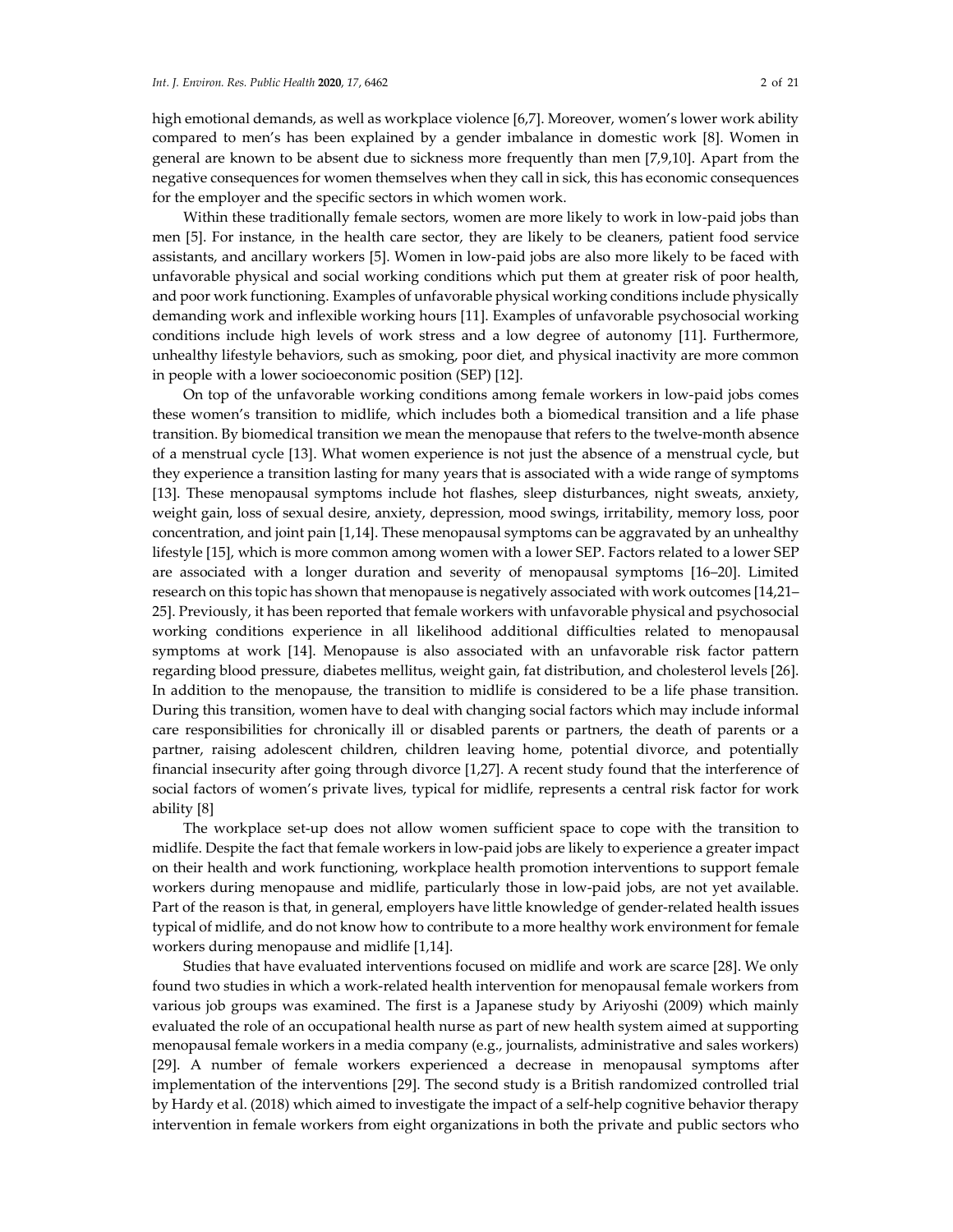high emotional demands, as well as workplace violence [6,7]. Moreover, women's lower work ability compared to men's has been explained by a gender imbalance in domestic work [8]. Women in general are known to be absent due to sickness more frequently than men [7,9,10]. Apart from the negative consequences for women themselves when they call in sick, this has economic consequences for the employer and the specific sectors in which women work.

Within these traditionally female sectors, women are more likely to work in low-paid jobs than men [5]. For instance, in the health care sector, they are likely to be cleaners, patient food service assistants, and ancillary workers [5]. Women in low-paid jobs are also more likely to be faced with unfavorable physical and social working conditions which put them at greater risk of poor health, and poor work functioning. Examples of unfavorable physical working conditions include physically demanding work and inflexible working hours [11]. Examples of unfavorable psychosocial working conditions include high levels of work stress and a low degree of autonomy [11]. Furthermore, unhealthy lifestyle behaviors, such as smoking, poor diet, and physical inactivity are more common in people with a lower socioeconomic position (SEP) [12].

On top of the unfavorable working conditions among female workers in low-paid jobs comes these women's transition to midlife, which includes both a biomedical transition and a life phase transition. By biomedical transition we mean the menopause that refers to the twelve-month absence of a menstrual cycle [13]. What women experience is not just the absence of a menstrual cycle, but they experience a transition lasting for many years that is associated with a wide range of symptoms [13]. These menopausal symptoms include hot flashes, sleep disturbances, night sweats, anxiety, weight gain, loss of sexual desire, anxiety, depression, mood swings, irritability, memory loss, poor concentration, and joint pain [1,14]. These menopausal symptoms can be aggravated by an unhealthy lifestyle [15], which is more common among women with a lower SEP. Factors related to a lower SEP are associated with a longer duration and severity of menopausal symptoms [16–20]. Limited research on this topic has shown that menopause is negatively associated with work outcomes [14,21–25]. Previously, it has been reported that female workers with unfavorable physical and psychosocial working conditions experience in all likelihood additional difficulties related to menopausal symptoms at work [14]. Menopause is also associated with an unfavorable risk factor pattern regarding blood pressure, diabetes mellitus, weight gain, fat distribution, and cholesterol levels [26]. In addition to the menopause, the transition to midlife is considered to be a life phase transition. During this transition, women have to deal with changing social factors which may include informal care responsibilities for chronically ill or disabled parents or partners, the death of parents or a partner, raising adolescent children, children leaving home, potential divorce, and potentially financial insecurity after going through divorce [1,27]. A recent study found that the interference of social factors of women's private lives, typical for midlife, represents a central risk factor for work ability [8]

The workplace set-up does not allow women sufficient space to cope with the transition to midlife. Despite the fact that female workers in low-paid jobs are likely to experience a greater impact on their health and work functioning, workplace health promotion interventions to support female workers during menopause and midlife, particularly those in low-paid jobs, are not yet available. Part of the reason is that, in general, employers have little knowledge of gender-related health issues typical of midlife, and do not know how to contribute to a more healthy work environment for female workers during menopause and midlife [1,14].

Studies that have evaluated interventions focused on midlife and work are scarce [28]. We only found two studies in which a work-related health intervention for menopausal female workers from various job groups was examined. The first is a Japanese study by Ariyoshi (2009) which mainly evaluated the role of an occupational health nurse as part of new health system aimed at supporting menopausal female workers in a media company (e.g., journalists, administrative and sales workers) [29]. A number of female workers experienced a decrease in menopausal symptoms after implementation of the interventions [29]. The second study is a British randomized controlled trial by Hardy et al. (2018) which aimed to investigate the impact of a self-help cognitive behavior therapy intervention in female workers from eight organizations in both the private and public sectors who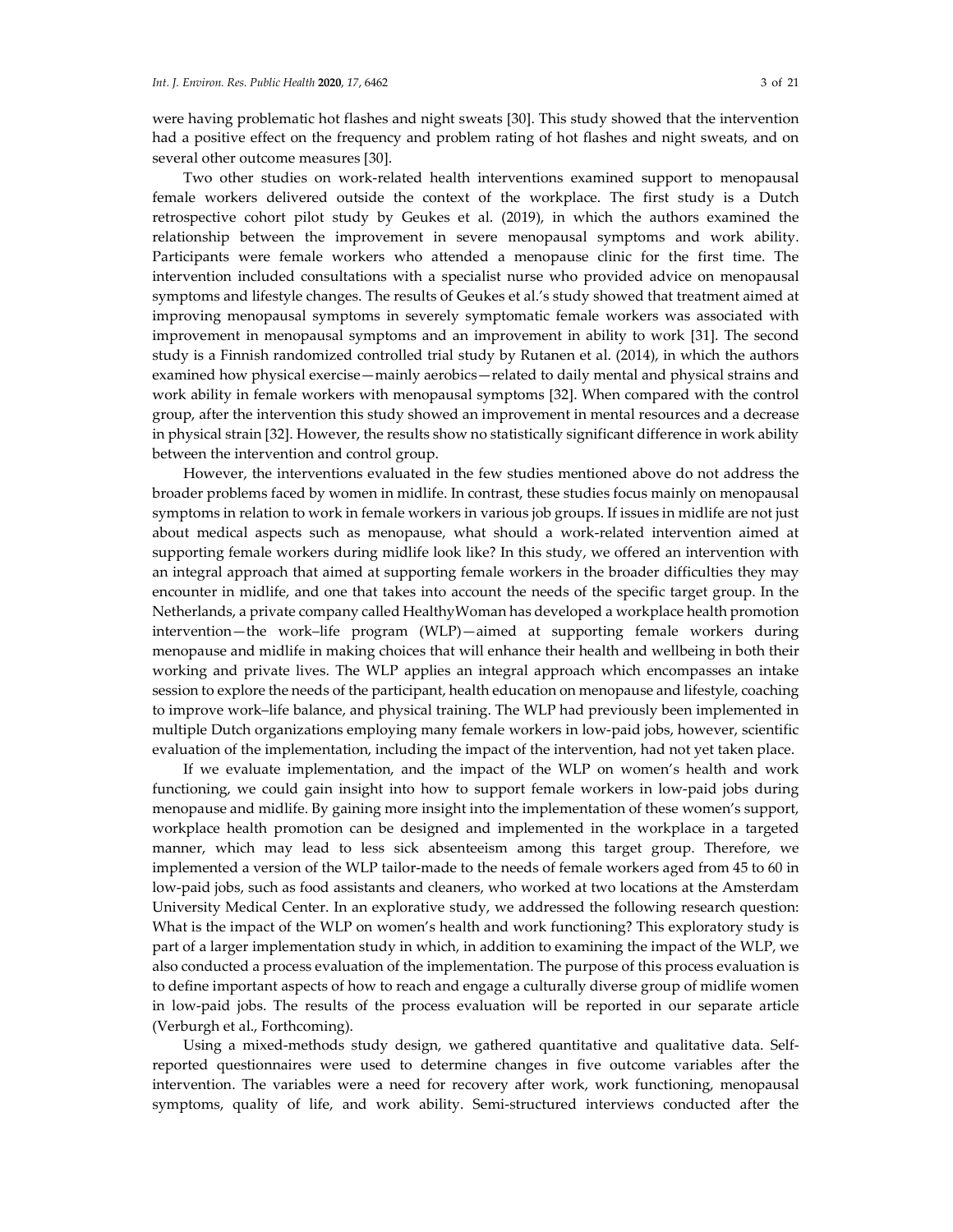were having problematic hot flashes and night sweats [30]. This study showed that the intervention had a positive effect on the frequency and problem rating of hot flashes and night sweats, and on several other outcome measures [30].

Two other studies on work-related health interventions examined support to menopausal female workers delivered outside the context of the workplace. The first study is a Dutch retrospective cohort pilot study by Geukes et al. (2019), in which the authors examined the relationship between the improvement in severe menopausal symptoms and work ability. Participants were female workers who attended a menopause clinic for the first time. The intervention included consultations with a specialist nurse who provided advice on menopausal symptoms and lifestyle changes. The results of Geukes et al.'s study showed that treatment aimed at improving menopausal symptoms in severely symptomatic female workers was associated with improvement in menopausal symptoms and an improvement in ability to work [31]. The second study is a Finnish randomized controlled trial study by Rutanen et al. (2014), in which the authors examined how physical exercise—mainly aerobics—related to daily mental and physical strains and work ability in female workers with menopausal symptoms [32]. When compared with the control group, after the intervention this study showed an improvement in mental resources and a decrease in physical strain [32]. However, the results show no statistically significant difference in work ability between the intervention and control group.

However, the interventions evaluated in the few studies mentioned above do not address the broader problems faced by women in midlife. In contrast, these studies focus mainly on menopausal symptoms in relation to work in female workers in various job groups. If issues in midlife are not just about medical aspects such as menopause, what should a work-related intervention aimed at supporting female workers during midlife look like? In this study, we offered an intervention with an integral approach that aimed at supporting female workers in the broader difficulties they may encounter in midlife, and one that takes into account the needs of the specific target group. In the Netherlands, a private company called HealthyWoman has developed a workplace health promotion intervention—the work–life program (WLP)—aimed at supporting female workers during menopause and midlife in making choices that will enhance their health and wellbeing in both their working and private lives. The WLP applies an integral approach which encompasses an intake session to explore the needs of the participant, health education on menopause and lifestyle, coaching to improve work–life balance, and physical training. The WLP had previously been implemented in multiple Dutch organizations employing many female workers in low-paid jobs, however, scientific evaluation of the implementation, including the impact of the intervention, had not yet taken place.

If we evaluate implementation, and the impact of the WLP on women's health and work functioning, we could gain insight into how to support female workers in low-paid jobs during menopause and midlife. By gaining more insight into the implementation of these women's support, workplace health promotion can be designed and implemented in the workplace in a targeted manner, which may lead to less sick absenteeism among this target group. Therefore, we implemented a version of the WLP tailor-made to the needs of female workers aged from 45 to 60 in low-paid jobs, such as food assistants and cleaners, who worked at two locations at the Amsterdam University Medical Center. In an explorative study, we addressed the following research question: What is the impact of the WLP on women's health and work functioning? This exploratory study is part of a larger implementation study in which, in addition to examining the impact of the WLP, we also conducted a process evaluation of the implementation. The purpose of this process evaluation is to define important aspects of how to reach and engage a culturally diverse group of midlife women in low-paid jobs. The results of the process evaluation will be reported in our separate article (Verburgh et al., Forthcoming).

Using a mixed-methods study design, we gathered quantitative and qualitative data. Self-reported questionnaires were used to determine changes in five outcome variables after the intervention. The variables were a need for recovery after work, work functioning, menopausal symptoms, quality of life, and work ability. Semi-structured interviews conducted after the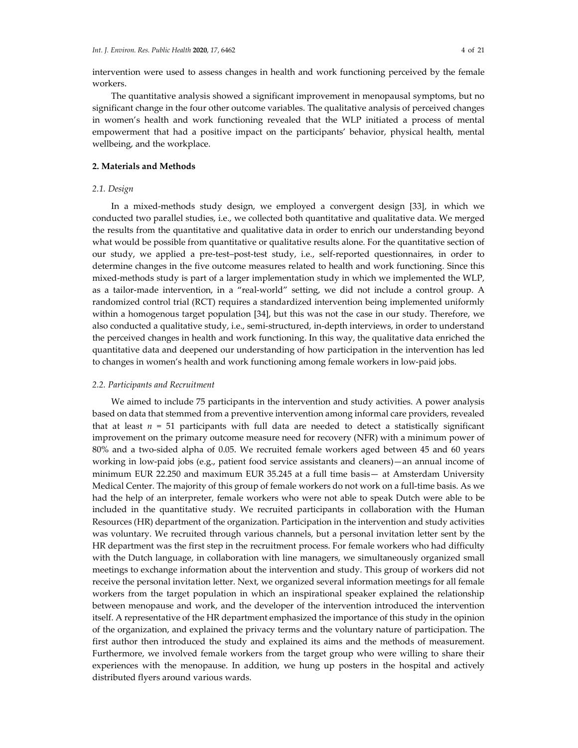intervention were used to assess changes in health and work functioning perceived by the female workers.

The quantitative analysis showed a significant improvement in menopausal symptoms, but no significant change in the four other outcome variables. The qualitative analysis of perceived changes in women's health and work functioning revealed that the WLP initiated a process of mental empowerment that had a positive impact on the participants' behavior, physical health, mental wellbeing, and the workplace.

## 2. Materials and Methods

### *2.1. Design*

In a mixed-methods study design, we employed a convergent design [33], in which we conducted two parallel studies, i.e., we collected both quantitative and qualitative data. We merged the results from the quantitative and qualitative data in order to enrich our understanding beyond what would be possible from quantitative or qualitative results alone. For the quantitative section of our study, we applied a pre-test–post-test study, i.e., self-reported questionnaires, in order to determine changes in the five outcome measures related to health and work functioning. Since this mixed-methods study is part of a larger implementation study in which we implemented the WLP, as a tailor-made intervention, in a "real-world" setting, we did not include a control group. A randomized control trial (RCT) requires a standardized intervention being implemented uniformly within a homogenous target population [34], but this was not the case in our study. Therefore, we also conducted a qualitative study, i.e., semi-structured, in-depth interviews, in order to understand the perceived changes in health and work functioning. In this way, the qualitative data enriched the quantitative data and deepened our understanding of how participation in the intervention has led to changes in women's health and work functioning among female workers in low-paid jobs.

### *2.2. Participants and Recruitment*

We aimed to include 75 participants in the intervention and study activities. A power analysis based on data that stemmed from a preventive intervention among informal care providers, revealed that at least $n$ = 51 participants with full data are needed to detect a statistically significant improvement on the primary outcome measure need for recovery (NFR) with a minimum power of 80% and a two-sided alpha of 0.05. We recruited female workers aged between 45 and 60 years working in low-paid jobs (e.g., patient food service assistants and cleaners)—an annual income of minimum EUR 22.250 and maximum EUR 35.245 at a full time basis— at Amsterdam University Medical Center. The majority of this group of female workers do not work on a full-time basis. As we had the help of an interpreter, female workers who were not able to speak Dutch were able to be included in the quantitative study. We recruited participants in collaboration with the Human Resources (HR) department of the organization. Participation in the intervention and study activities was voluntary. We recruited through various channels, but a personal invitation letter sent by the HR department was the first step in the recruitment process. For female workers who had difficulty with the Dutch language, in collaboration with line managers, we simultaneously organized small meetings to exchange information about the intervention and study. This group of workers did not receive the personal invitation letter. Next, we organized several information meetings for all female workers from the target population in which an inspirational speaker explained the relationship between menopause and work, and the developer of the intervention introduced the intervention itself. A representative of the HR department emphasized the importance of this study in the opinion of the organization, and explained the privacy terms and the voluntary nature of participation. The first author then introduced the study and explained its aims and the methods of measurement. Furthermore, we involved female workers from the target group who were willing to share their experiences with the menopause. In addition, we hung up posters in the hospital and actively distributed flyers around various wards.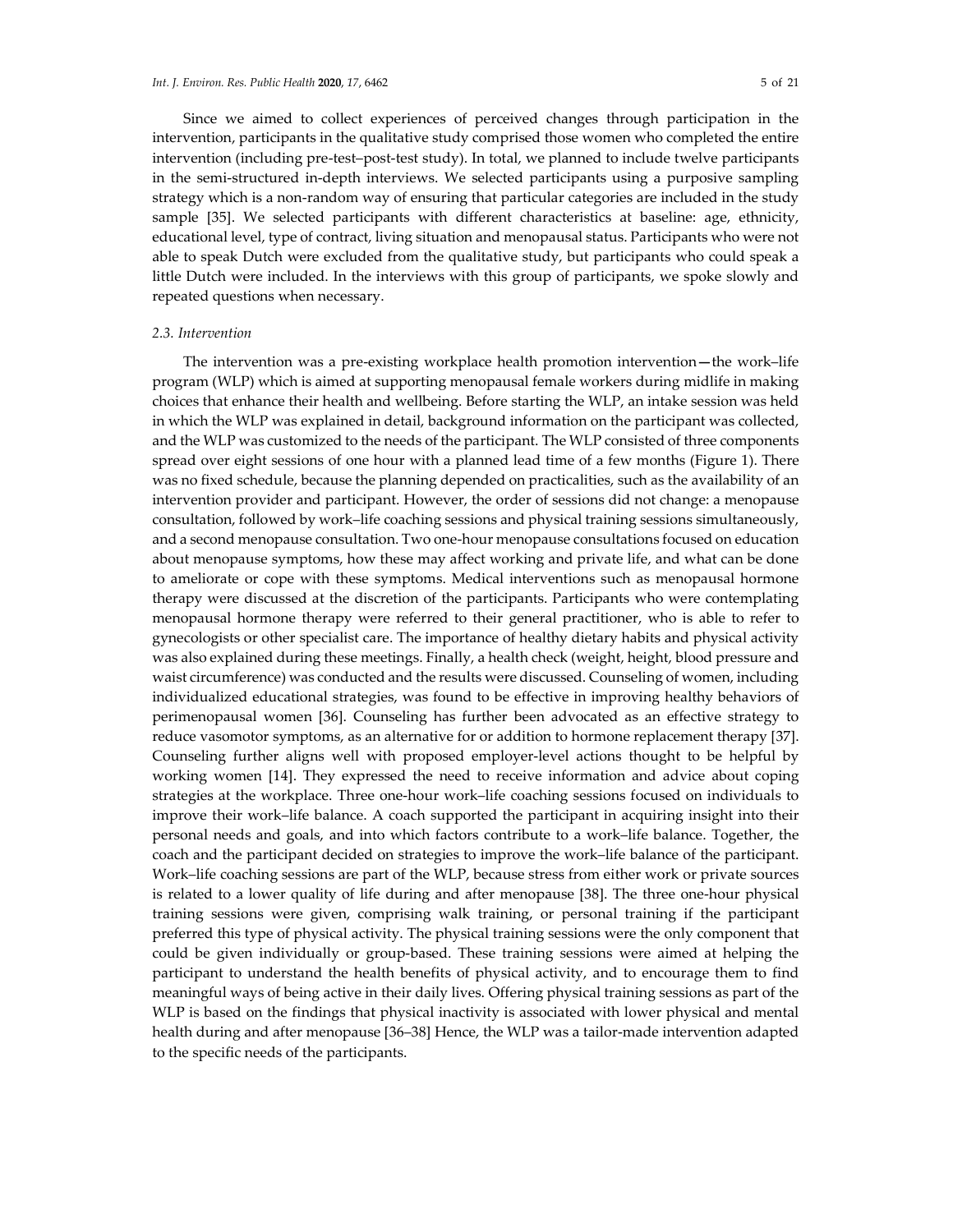Since we aimed to collect experiences of perceived changes through participation in the intervention, participants in the qualitative study comprised those women who completed the entire intervention (including pre-test–post-test study). In total, we planned to include twelve participants in the semi-structured in-depth interviews. We selected participants using a purposive sampling strategy which is a non-random way of ensuring that particular categories are included in the study sample [35]. We selected participants with different characteristics at baseline: age, ethnicity, educational level, type of contract, living situation and menopausal status. Participants who were not able to speak Dutch were excluded from the qualitative study, but participants who could speak a little Dutch were included. In the interviews with this group of participants, we spoke slowly and repeated questions when necessary.

### 2.3. Intervention

The intervention was a pre-existing workplace health promotion intervention—the work–life program (WLP) which is aimed at supporting menopausal female workers during midlife in making choices that enhance their health and wellbeing. Before starting the WLP, an intake session was held in which the WLP was explained in detail, background information on the participant was collected, and the WLP was customized to the needs of the participant. The WLP consisted of three components spread over eight sessions of one hour with a planned lead time of a few months (Figure 1). There was no fixed schedule, because the planning depended on practicalities, such as the availability of an intervention provider and participant. However, the order of sessions did not change: a menopause consultation, followed by work–life coaching sessions and physical training sessions simultaneously, and a second menopause consultation. Two one-hour menopause consultations focused on education about menopause symptoms, how these may affect working and private life, and what can be done to ameliorate or cope with these symptoms. Medical interventions such as menopausal hormone therapy were discussed at the discretion of the participants. Participants who were contemplating menopausal hormone therapy were referred to their general practitioner, who is able to refer to gynecologists or other specialist care. The importance of healthy dietary habits and physical activity was also explained during these meetings. Finally, a health check (weight, height, blood pressure and waist circumference) was conducted and the results were discussed. Counseling of women, including individualized educational strategies, was found to be effective in improving healthy behaviors of perimenopausal women [36]. Counseling has further been advocated as an effective strategy to reduce vasomotor symptoms, as an alternative for or addition to hormone replacement therapy [37]. Counseling further aligns well with proposed employer-level actions thought to be helpful by working women [14]. They expressed the need to receive information and advice about coping strategies at the workplace. Three one-hour work–life coaching sessions focused on individuals to improve their work–life balance. A coach supported the participant in acquiring insight into their personal needs and goals, and into which factors contribute to a work–life balance. Together, the coach and the participant decided on strategies to improve the work–life balance of the participant. Work–life coaching sessions are part of the WLP, because stress from either work or private sources is related to a lower quality of life during and after menopause [38]. The three one-hour physical training sessions were given, comprising walk training, or personal training if the participant preferred this type of physical activity. The physical training sessions were the only component that could be given individually or group-based. These training sessions were aimed at helping the participant to understand the health benefits of physical activity, and to encourage them to find meaningful ways of being active in their daily lives. Offering physical training sessions as part of the WLP is based on the findings that physical inactivity is associated with lower physical and mental health during and after menopause [36–38] Hence, the WLP was a tailor-made intervention adapted to the specific needs of the participants.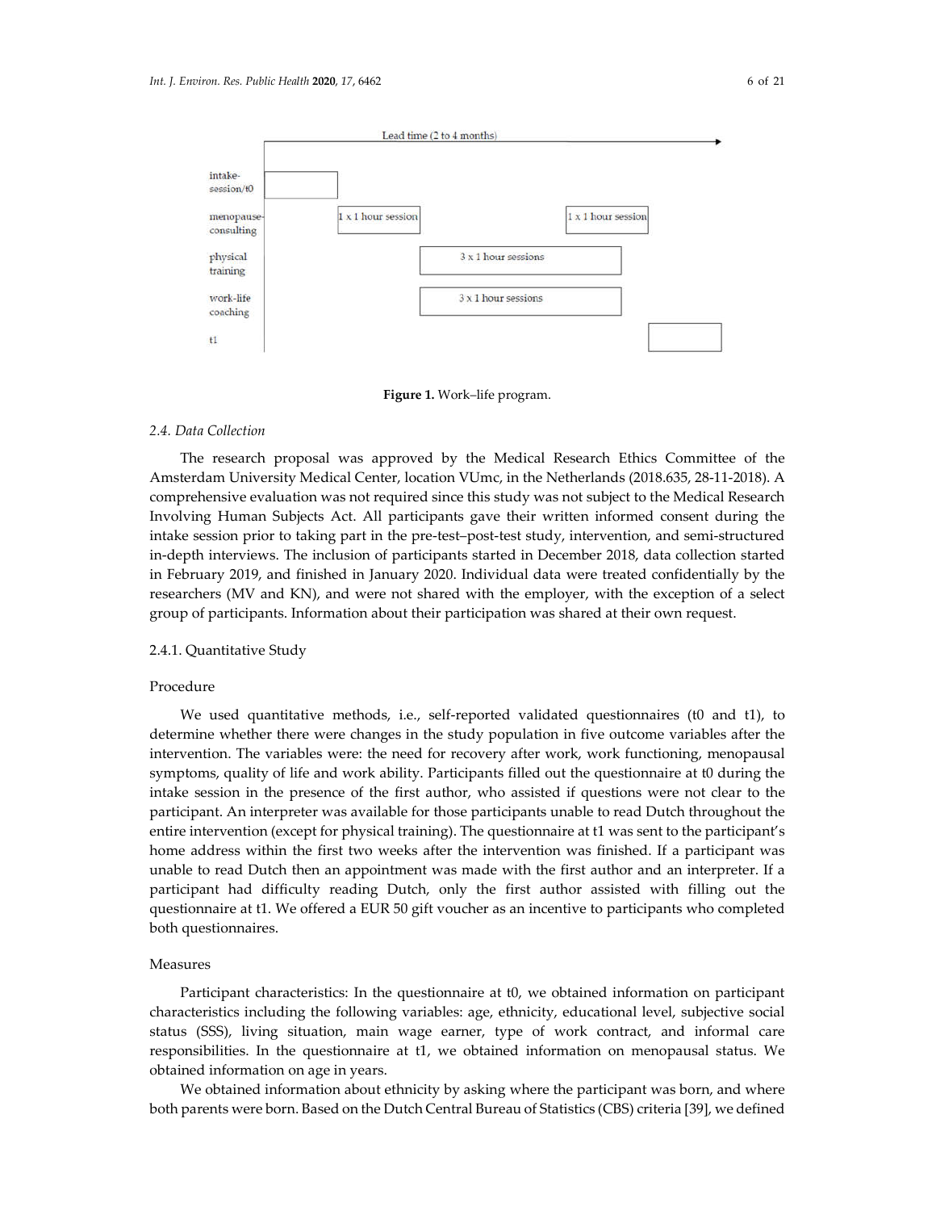Lead time (2 to 4 months)

| | | | | |
|---|---|---|---|---|
| intake-session/t0 | | | | |
| menopause-consulting | 1 x 1 hour session | | 1 x 1 hour session | |
| physical training | | 3 x 1 hour sessions | | |
| work-life coaching | | 3 x 1 hour sessions | | |
| t1 | | | | |

**Figure 1.** Work–life program.

### 2.4. Data Collection

The research proposal was approved by the Medical Research Ethics Committee of the Amsterdam University Medical Center, location VUmc, in the Netherlands (2018.635, 28-11-2018). A comprehensive evaluation was not required since this study was not subject to the Medical Research Involving Human Subjects Act. All participants gave their written informed consent during the intake session prior to taking part in the pre-test–post-test study, intervention, and semi-structured in-depth interviews. The inclusion of participants started in December 2018, data collection started in February 2019, and finished in January 2020. Individual data were treated confidentially by the researchers (MV and KN), and were not shared with the employer, with the exception of a select group of participants. Information about their participation was shared at their own request.

#### 2.4.1. Quantitative Study

##### Procedure

We used quantitative methods, i.e., self-reported validated questionnaires (t0 and t1), to determine whether there were changes in the study population in five outcome variables after the intervention. The variables were: the need for recovery after work, work functioning, menopausal symptoms, quality of life and work ability. Participants filled out the questionnaire at t0 during the intake session in the presence of the first author, who assisted if questions were not clear to the participant. An interpreter was available for those participants unable to read Dutch throughout the entire intervention (except for physical training). The questionnaire at t1 was sent to the participant's home address within the first two weeks after the intervention was finished. If a participant was unable to read Dutch then an appointment was made with the first author and an interpreter. If a participant had difficulty reading Dutch, only the first author assisted with filling out the questionnaire at t1. We offered a EUR 50 gift voucher as an incentive to participants who completed both questionnaires.

##### Measures

Participant characteristics: In the questionnaire at t0, we obtained information on participant characteristics including the following variables: age, ethnicity, educational level, subjective social status (SSS), living situation, main wage earner, type of work contract, and informal care responsibilities. In the questionnaire at t1, we obtained information on menopausal status. We obtained information on age in years.

We obtained information about ethnicity by asking where the participant was born, and where both parents were born. Based on the Dutch Central Bureau of Statistics (CBS) criteria [39], we defined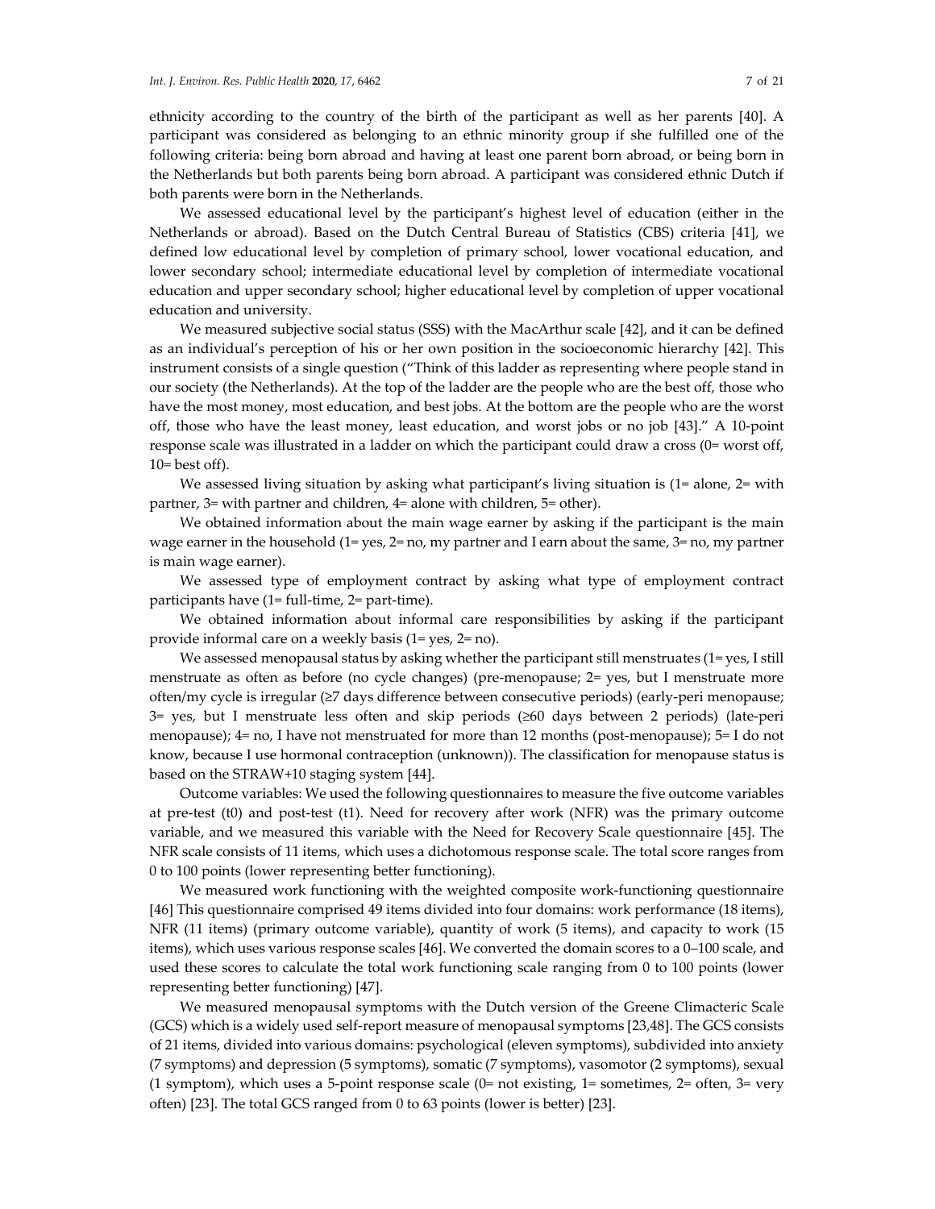ethnicity according to the country of the birth of the participant as well as her parents [40]. A participant was considered as belonging to an ethnic minority group if she fulfilled one of the following criteria: being born abroad and having at least one parent born abroad, or being born in the Netherlands but both parents being born abroad. A participant was considered ethnic Dutch if both parents were born in the Netherlands.

We assessed educational level by the participant's highest level of education (either in the Netherlands or abroad). Based on the Dutch Central Bureau of Statistics (CBS) criteria [41], we defined low educational level by completion of primary school, lower vocational education, and lower secondary school; intermediate educational level by completion of intermediate vocational education and upper secondary school; higher educational level by completion of upper vocational education and university.

We measured subjective social status (SSS) with the MacArthur scale [42], and it can be defined as an individual's perception of his or her own position in the socioeconomic hierarchy [42]. This instrument consists of a single question ("Think of this ladder as representing where people stand in our society (the Netherlands). At the top of the ladder are the people who are the best off, those who have the most money, most education, and best jobs. At the bottom are the people who are the worst off, those who have the least money, least education, and worst jobs or no job [43]." A 10-point response scale was illustrated in a ladder on which the participant could draw a cross (0= worst off, 10= best off).

We assessed living situation by asking what participant's living situation is (1= alone, 2= with partner, 3= with partner and children, 4= alone with children, 5= other).

We obtained information about the main wage earner by asking if the participant is the main wage earner in the household (1= yes, 2= no, my partner and I earn about the same, 3= no, my partner is main wage earner).

We assessed type of employment contract by asking what type of employment contract participants have (1= full-time, 2= part-time).

We obtained information about informal care responsibilities by asking if the participant provide informal care on a weekly basis (1= yes, 2= no).

We assessed menopausal status by asking whether the participant still menstruates (1= yes, I still menstruate as often as before (no cycle changes) (pre-menopause; 2= yes, but I menstruate more often/my cycle is irregular (≥7 days difference between consecutive periods) (early-peri menopause; 3= yes, but I menstruate less often and skip periods (≥60 days between 2 periods) (late-peri menopause); 4= no, I have not menstruated for more than 12 months (post-menopause); 5= I do not know, because I use hormonal contraception (unknown)). The classification for menopause status is based on the STRAW+10 staging system [44].

Outcome variables: We used the following questionnaires to measure the five outcome variables at pre-test (t0) and post-test (t1). Need for recovery after work (NFR) was the primary outcome variable, and we measured this variable with the Need for Recovery Scale questionnaire [45]. The NFR scale consists of 11 items, which uses a dichotomous response scale. The total score ranges from 0 to 100 points (lower representing better functioning).

We measured work functioning with the weighted composite work-functioning questionnaire [46] This questionnaire comprised 49 items divided into four domains: work performance (18 items), NFR (11 items) (primary outcome variable), quantity of work (5 items), and capacity to work (15 items), which uses various response scales [46]. We converted the domain scores to a 0–100 scale, and used these scores to calculate the total work functioning scale ranging from 0 to 100 points (lower representing better functioning) [47].

We measured menopausal symptoms with the Dutch version of the Greene Climacteric Scale (GCS) which is a widely used self-report measure of menopausal symptoms [23,48]. The GCS consists of 21 items, divided into various domains: psychological (eleven symptoms), subdivided into anxiety (7 symptoms) and depression (5 symptoms), somatic (7 symptoms), vasomotor (2 symptoms), sexual (1 symptom), which uses a 5-point response scale (0= not existing, 1= sometimes, 2= often, 3= very often) [23]. The total GCS ranged from 0 to 63 points (lower is better) [23].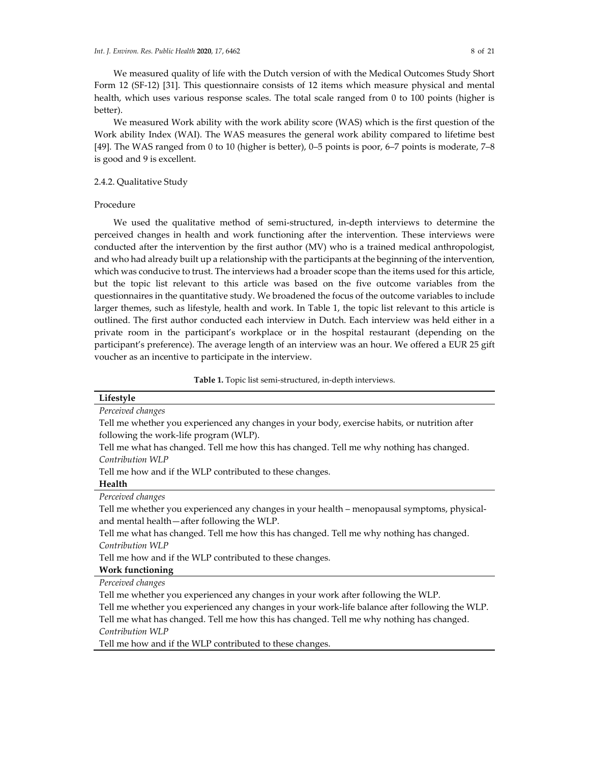We measured quality of life with the Dutch version of with the Medical Outcomes Study Short Form 12 (SF-12) [31]. This questionnaire consists of 12 items which measure physical and mental health, which uses various response scales. The total scale ranged from 0 to 100 points (higher is better).

We measured Work ability with the work ability score (WAS) which is the first question of the Work ability Index (WAI). The WAS measures the general work ability compared to lifetime best [49]. The WAS ranged from 0 to 10 (higher is better), 0–5 points is poor, 6–7 points is moderate, 7–8 is good and 9 is excellent.

#### 2.4.2. Qualitative Study

Procedure

We used the qualitative method of semi-structured, in-depth interviews to determine the perceived changes in health and work functioning after the intervention. These interviews were conducted after the intervention by the first author (MV) who is a trained medical anthropologist, and who had already built up a relationship with the participants at the beginning of the intervention, which was conducive to trust. The interviews had a broader scope than the items used for this article, but the topic list relevant to this article was based on the five outcome variables from the questionnaires in the quantitative study. We broadened the focus of the outcome variables to include larger themes, such as lifestyle, health and work. In Table 1, the topic list relevant to this article is outlined. The first author conducted each interview in Dutch. Each interview was held either in a private room in the participant's workplace or in the hospital restaurant (depending on the participant's preference). The average length of an interview was an hour. We offered a EUR 25 gift voucher as an incentive to participate in the interview.

**Table 1.** Topic list semi-structured, in-depth interviews.

| **Lifestyle** |
|---|
| *Perceived changes* |
| Tell me whether you experienced any changes in your body, exercise habits, or nutrition after following the work-life program (WLP). |
| Tell me what has changed. Tell me how this has changed. Tell me why nothing has changed. |
| *Contribution WLP* |
| Tell me how and if the WLP contributed to these changes. |
| **Health** |
| *Perceived changes* |
| Tell me whether you experienced any changes in your health – menopausal symptoms, physical- and mental health—after following the WLP. |
| Tell me what has changed. Tell me how this has changed. Tell me why nothing has changed. |
| *Contribution WLP* |
| Tell me how and if the WLP contributed to these changes. |
| **Work functioning** |
| *Perceived changes* |
| Tell me whether you experienced any changes in your work after following the WLP. |
| Tell me whether you experienced any changes in your work-life balance after following the WLP. |
| Tell me what has changed. Tell me how this has changed. Tell me why nothing has changed. |
| *Contribution WLP* |
| Tell me how and if the WLP contributed to these changes. |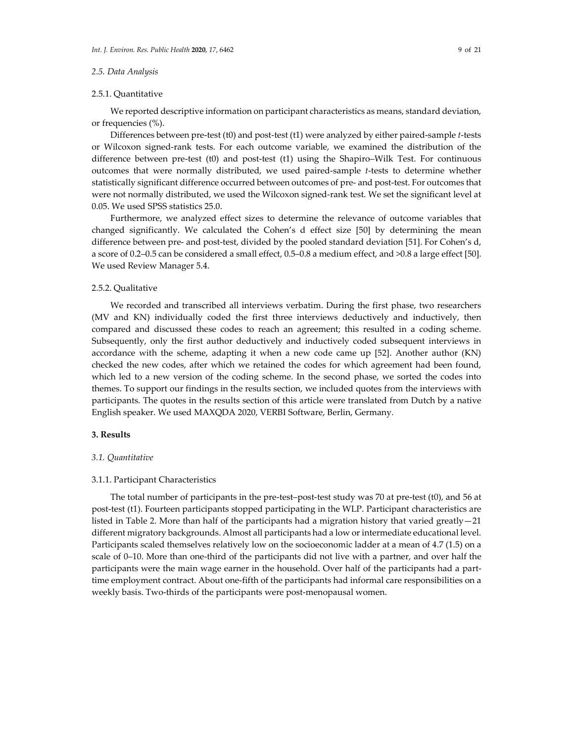### 2.5. Data Analysis

#### 2.5.1. Quantitative

We reported descriptive information on participant characteristics as means, standard deviation, or frequencies (%).

Differences between pre-test (t0) and post-test (t1) were analyzed by either paired-sample *t*-tests or Wilcoxon signed-rank tests. For each outcome variable, we examined the distribution of the difference between pre-test (t0) and post-test (t1) using the Shapiro–Wilk Test. For continuous outcomes that were normally distributed, we used paired-sample *t*-tests to determine whether statistically significant difference occurred between outcomes of pre- and post-test. For outcomes that were not normally distributed, we used the Wilcoxon signed-rank test. We set the significant level at 0.05. We used SPSS statistics 25.0.

Furthermore, we analyzed effect sizes to determine the relevance of outcome variables that changed significantly. We calculated the Cohen's d effect size [50] by determining the mean difference between pre- and post-test, divided by the pooled standard deviation [51]. For Cohen's d, a score of 0.2–0.5 can be considered a small effect, 0.5–0.8 a medium effect, and >0.8 a large effect [50]. We used Review Manager 5.4.

#### 2.5.2. Qualitative

We recorded and transcribed all interviews verbatim. During the first phase, two researchers (MV and KN) individually coded the first three interviews deductively and inductively, then compared and discussed these codes to reach an agreement; this resulted in a coding scheme. Subsequently, only the first author deductively and inductively coded subsequent interviews in accordance with the scheme, adapting it when a new code came up [52]. Another author (KN) checked the new codes, after which we retained the codes for which agreement had been found, which led to a new version of the coding scheme. In the second phase, we sorted the codes into themes. To support our findings in the results section, we included quotes from the interviews with participants. The quotes in the results section of this article were translated from Dutch by a native English speaker. We used MAXQDA 2020, VERBI Software, Berlin, Germany.

## 3. Results

### 3.1. Quantitative

#### 3.1.1. Participant Characteristics

The total number of participants in the pre-test–post-test study was 70 at pre-test (t0), and 56 at post-test (t1). Fourteen participants stopped participating in the WLP. Participant characteristics are listed in Table 2. More than half of the participants had a migration history that varied greatly—21 different migratory backgrounds. Almost all participants had a low or intermediate educational level. Participants scaled themselves relatively low on the socioeconomic ladder at a mean of 4.7 (1.5) on a scale of 0–10. More than one-third of the participants did not live with a partner, and over half the participants were the main wage earner in the household. Over half of the participants had a part-time employment contract. About one-fifth of the participants had informal care responsibilities on a weekly basis. Two-thirds of the participants were post-menopausal women.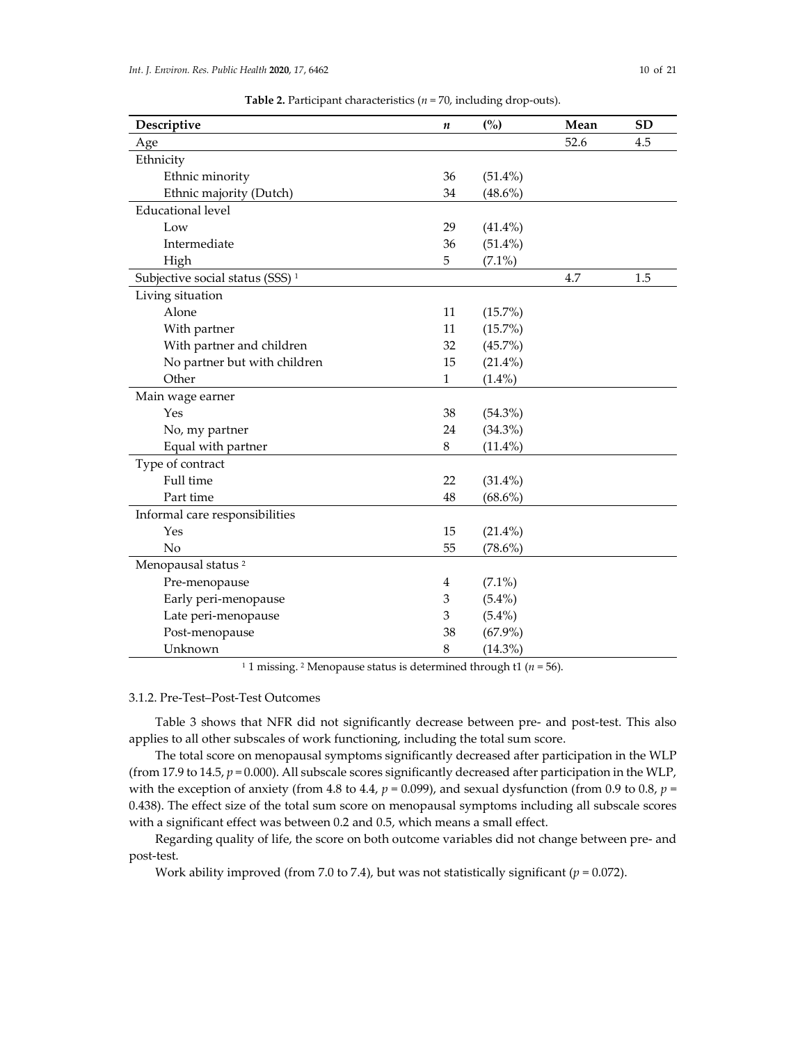**Table 2.** Participant characteristics ($n$ = 70, including drop-outs).

| Descriptive | $n$ | (%) | Mean | SD |
|---|---|---|---|---|
| Age | | | 52.6 | 4.5 |
| Ethnicity | | | | |
| Ethnic minority | 36 | (51.4%) | | |
| Ethnic majority (Dutch) | 34 | (48.6%) | | |
| Educational level | | | | |
| Low | 29 | (41.4%) | | |
| Intermediate | 36 | (51.4%) | | |
| High | 5 | (7.1%) | | |
| Subjective social status (SSS) [1] | | | 4.7 | 1.5 |
| Living situation | | | | |
| Alone | 11 | (15.7%) | | |
| With partner | 11 | (15.7%) | | |
| With partner and children | 32 | (45.7%) | | |
| No partner but with children | 15 | (21.4%) | | |
| Other | 1 | (1.4%) | | |
| Main wage earner | | | | |
| Yes | 38 | (54.3%) | | |
| No, my partner | 24 | (34.3%) | | |
| Equal with partner | 8 | (11.4%) | | |
| Type of contract | | | | |
| Full time | 22 | (31.4%) | | |
| Part time | 48 | (68.6%) | | |
| Informal care responsibilities | | | | |
| Yes | 15 | (21.4%) | | |
| No | 55 | (78.6%) | | |
| Menopausal status [2] | | | | |
| Pre-menopause | 4 | (7.1%) | | |
| Early peri-menopause | 3 | (5.4%) | | |
| Late peri-menopause | 3 | (5.4%) | | |
| Post-menopause | 38 | (67.9%) | | |
| Unknown | 8 | (14.3%) | | |

[1] 1 missing. [2] Menopause status is determined through t1 ($n$ = 56).

3.1.2. Pre-Test–Post-Test Outcomes

Table 3 shows that NFR did not significantly decrease between pre- and post-test. This also applies to all other subscales of work functioning, including the total sum score.

The total score on menopausal symptoms significantly decreased after participation in the WLP (from 17.9 to 14.5, $p = 0.000$). All subscale scores significantly decreased after participation in the WLP, with the exception of anxiety (from 4.8 to 4.4, $p = 0.099$), and sexual dysfunction (from 0.9 to 0.8, $p = 0.438$). The effect size of the total sum score on menopausal symptoms including all subscale scores with a significant effect was between 0.2 and 0.5, which means a small effect.

Regarding quality of life, the score on both outcome variables did not change between pre- and post-test.

Work ability improved (from 7.0 to 7.4), but was not statistically significant ($p = 0.072$).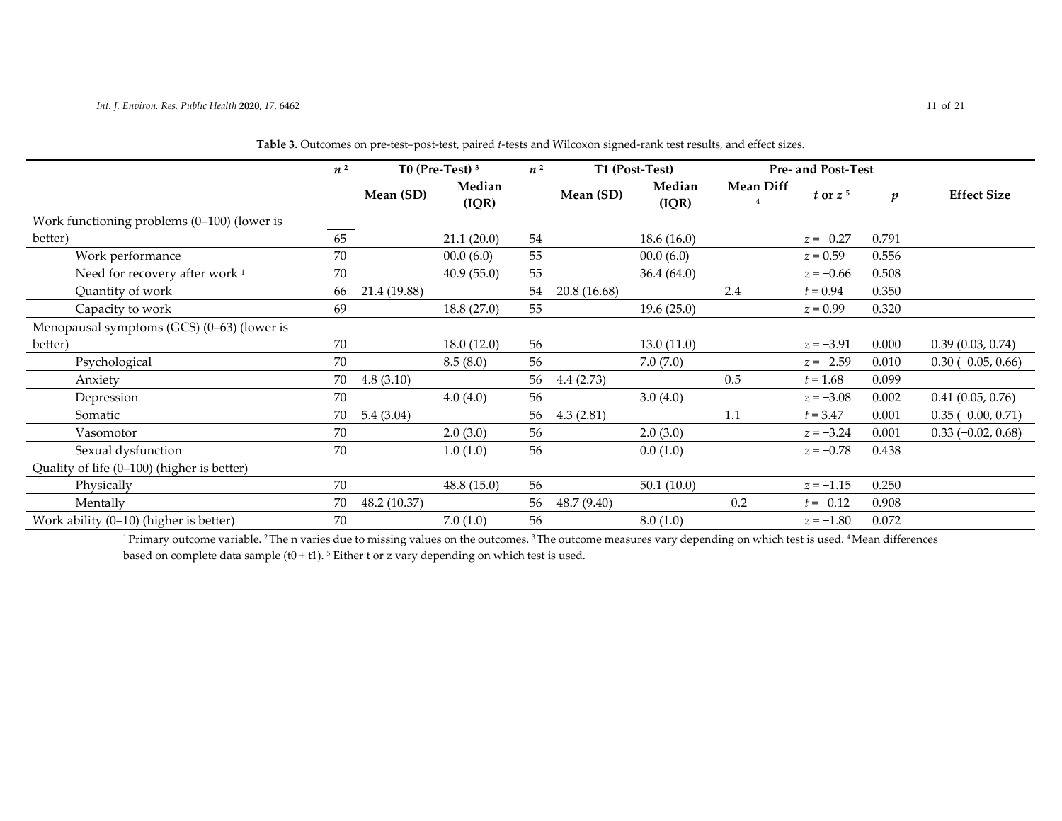**Table 3.** Outcomes on pre-test–post-test, paired *t*-tests and Wilcoxon signed-rank test results, and effect sizes.

| | *n* [2] | T0 (Pre-Test) [3] | | *n* [2] | T1 (Post-Test) | | Pre- and Post-Test | | | |
|---|---|---|---|---|---|---|---|---|---|---|
| | | Mean (SD) | Median (IQR) | | Mean (SD) | Median (IQR) | Mean Diff [4] | *t* or *z* [5] | *p* | Effect Size |
| Work functioning problems (0–100) (lower is better) | 65 | | 21.1 (20.0) | 54 | | 18.6 (16.0) | | *z* = −0.27 | 0.791 | |
| Work performance | 70 | | 00.0 (6.0) | 55 | | 00.0 (6.0) | | *z* = 0.59 | 0.556 | |
| Need for recovery after work [1] | 70 | | 40.9 (55.0) | 55 | | 36.4 (64.0) | | *z* = −0.66 | 0.508 | |
| Quantity of work | 66 | 21.4 (19.88) | | 54 | 20.8 (16.68) | | 2.4 | *t* = 0.94 | 0.350 | |
| Capacity to work | 69 | | 18.8 (27.0) | 55 | | 19.6 (25.0) | | *z* = 0.99 | 0.320 | |
| Menopausal symptoms (GCS) (0–63) (lower is better) | 70 | | 18.0 (12.0) | 56 | | 13.0 (11.0) | | *z* = −3.91 | 0.000 | 0.39 (0.03, 0.74) |
| Psychological | 70 | | 8.5 (8.0) | 56 | | 7.0 (7.0) | | *z* = −2.59 | 0.010 | 0.30 (−0.05, 0.66) |
| Anxiety | 70 | 4.8 (3.10) | | 56 | 4.4 (2.73) | | 0.5 | *t* = 1.68 | 0.099 | |
| Depression | 70 | | 4.0 (4.0) | 56 | | 3.0 (4.0) | | *z* = −3.08 | 0.002 | 0.41 (0.05, 0.76) |
| Somatic | 70 | 5.4 (3.04) | | 56 | 4.3 (2.81) | | 1.1 | *t* = 3.47 | 0.001 | 0.35 (−0.00, 0.71) |
| Vasomotor | 70 | | 2.0 (3.0) | 56 | | 2.0 (3.0) | | *z* = −3.24 | 0.001 | 0.33 (−0.02, 0.68) |
| Sexual dysfunction | 70 | | 1.0 (1.0) | 56 | | 0.0 (1.0) | | *z* = −0.78 | 0.438 | |
| Quality of life (0–100) (higher is better) | | | | | | | | | | |
| Physically | 70 | | 48.8 (15.0) | 56 | | 50.1 (10.0) | | *z* = −1.15 | 0.250 | |
| Mentally | 70 | 48.2 (10.37) | | 56 | 48.7 (9.40) | | −0.2 | *t* = −0.12 | 0.908 | |
| Work ability (0–10) (higher is better) | 70 | | 7.0 (1.0) | 56 | | 8.0 (1.0) | | *z* = −1.80 | 0.072 | |

[1] Primary outcome variable. [2] The n varies due to missing values on the outcomes. [3] The outcome measures vary depending on which test is used. [4] Mean differences based on complete data sample (t0 + t1). [5] Either t or z vary depending on which test is used.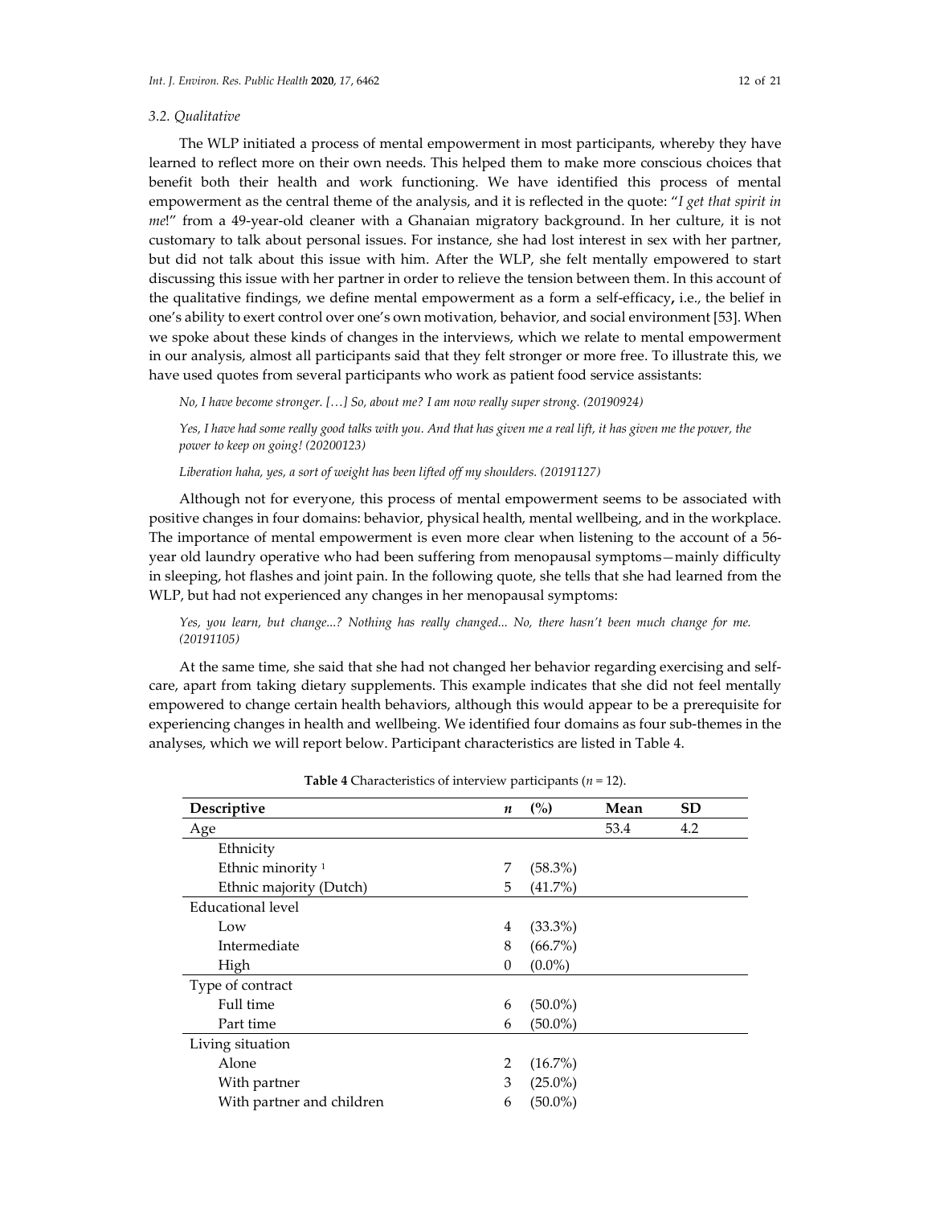### 3.2. Qualitative

The WLP initiated a process of mental empowerment in most participants, whereby they have learned to reflect more on their own needs. This helped them to make more conscious choices that benefit both their health and work functioning. We have identified this process of mental empowerment as the central theme of the analysis, and it is reflected in the quote: "*I get that spirit in me*!" from a 49-year-old cleaner with a Ghanaian migratory background. In her culture, it is not customary to talk about personal issues. For instance, she had lost interest in sex with her partner, but did not talk about this issue with him. After the WLP, she felt mentally empowered to start discussing this issue with her partner in order to relieve the tension between them. In this account of the qualitative findings, we define mental empowerment as a form a self-efficacy**,** i.e., the belief in one's ability to exert control over one's own motivation, behavior, and social environment [53]. When we spoke about these kinds of changes in the interviews, which we relate to mental empowerment in our analysis, almost all participants said that they felt stronger or more free. To illustrate this, we have used quotes from several participants who work as patient food service assistants:

*No, I have become stronger. […] So, about me? I am now really super strong. (20190924)*

*Yes, I have had some really good talks with you. And that has given me a real lift, it has given me the power, the power to keep on going! (20200123)*

*Liberation haha, yes, a sort of weight has been lifted off my shoulders. (20191127)*

Although not for everyone, this process of mental empowerment seems to be associated with positive changes in four domains: behavior, physical health, mental wellbeing, and in the workplace. The importance of mental empowerment is even more clear when listening to the account of a 56-year old laundry operative who had been suffering from menopausal symptoms—mainly difficulty in sleeping, hot flashes and joint pain. In the following quote, she tells that she had learned from the WLP, but had not experienced any changes in her menopausal symptoms:

*Yes, you learn, but change...? Nothing has really changed... No, there hasn't been much change for me. (20191105)*

At the same time, she said that she had not changed her behavior regarding exercising and self-care, apart from taking dietary supplements. This example indicates that she did not feel mentally empowered to change certain health behaviors, although this would appear to be a prerequisite for experiencing changes in health and wellbeing. We identified four domains as four sub-themes in the analyses, which we will report below. Participant characteristics are listed in Table 4.

**Table 4** Characteristics of interview participants (*n* = 12).

| Descriptive | *n* | (%) | Mean | SD |
|---|---|---|---|---|
| Age | | | 53.4 | 4.2 |
| Ethnicity | | | | |
| Ethnic minority [1] | 7 | (58.3%) | | |
| Ethnic majority (Dutch) | 5 | (41.7%) | | |
| Educational level | | | | |
| Low | 4 | (33.3%) | | |
| Intermediate | 8 | (66.7%) | | |
| High | 0 | (0.0%) | | |
| Type of contract | | | | |
| Full time | 6 | (50.0%) | | |
| Part time | 6 | (50.0%) | | |
| Living situation | | | | |
| Alone | 2 | (16.7%) | | |
| With partner | 3 | (25.0%) | | |
| With partner and children | 6 | (50.0%) | | |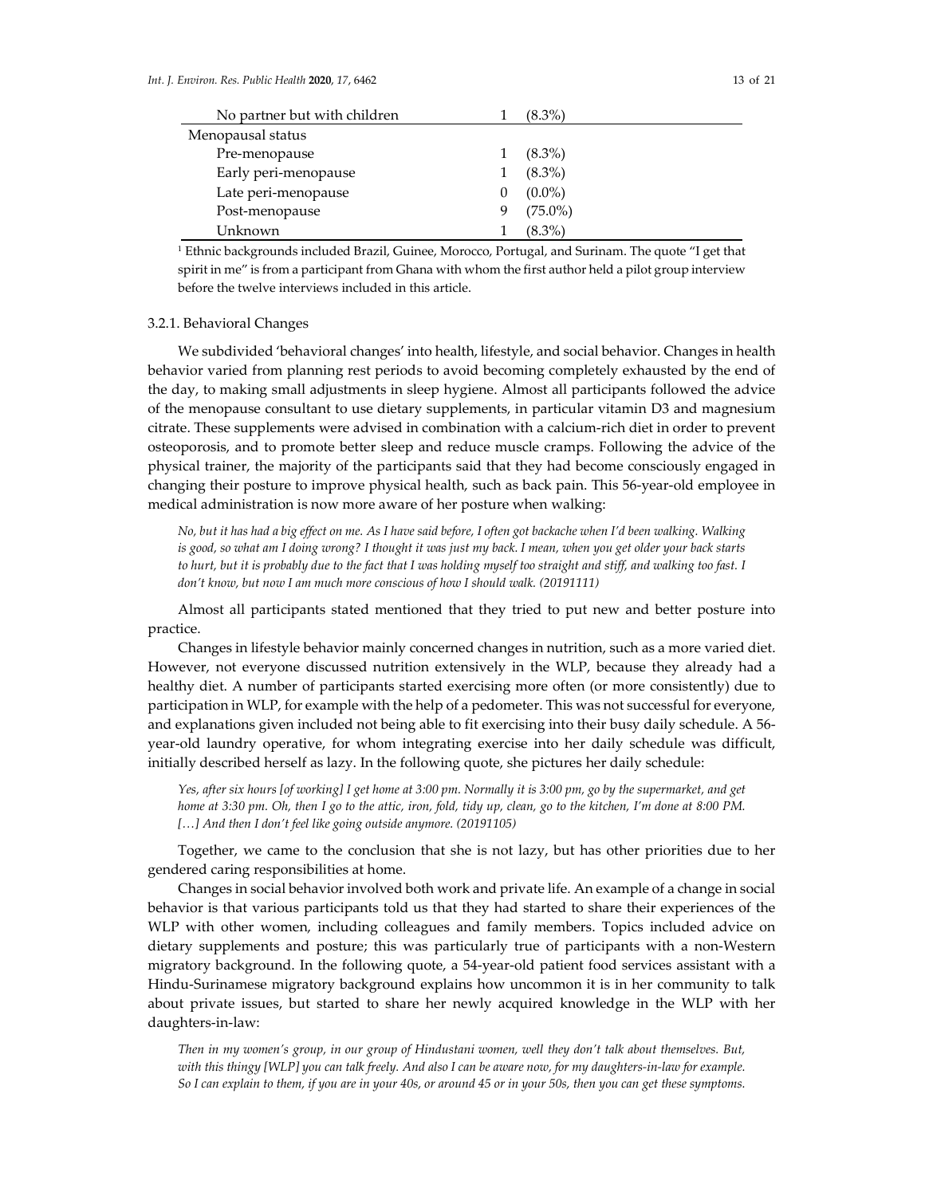| | | |
|---|---|---|
| No partner but with children | 1 | (8.3%) |
| Menopausal status | | |
| Pre-menopause | 1 | (8.3%) |
| Early peri-menopause | 1 | (8.3%) |
| Late peri-menopause | 0 | (0.0%) |
| Post-menopause | 9 | (75.0%) |
| Unknown | 1 | (8.3%) |

[1] Ethnic backgrounds included Brazil, Guinee, Morocco, Portugal, and Surinam. The quote "I get that spirit in me" is from a participant from Ghana with whom the first author held a pilot group interview before the twelve interviews included in this article.

#### 3.2.1. Behavioral Changes

We subdivided 'behavioral changes' into health, lifestyle, and social behavior. Changes in health behavior varied from planning rest periods to avoid becoming completely exhausted by the end of the day, to making small adjustments in sleep hygiene. Almost all participants followed the advice of the menopause consultant to use dietary supplements, in particular vitamin D3 and magnesium citrate. These supplements were advised in combination with a calcium-rich diet in order to prevent osteoporosis, and to promote better sleep and reduce muscle cramps. Following the advice of the physical trainer, the majority of the participants said that they had become consciously engaged in changing their posture to improve physical health, such as back pain. This 56-year-old employee in medical administration is now more aware of her posture when walking:

> *No, but it has had a big effect on me. As I have said before, I often got backache when I'd been walking. Walking is good, so what am I doing wrong? I thought it was just my back. I mean, when you get older your back starts to hurt, but it is probably due to the fact that I was holding myself too straight and stiff, and walking too fast. I don't know, but now I am much more conscious of how I should walk. (20191111)*

Almost all participants stated mentioned that they tried to put new and better posture into practice.

Changes in lifestyle behavior mainly concerned changes in nutrition, such as a more varied diet. However, not everyone discussed nutrition extensively in the WLP, because they already had a healthy diet. A number of participants started exercising more often (or more consistently) due to participation in WLP, for example with the help of a pedometer. This was not successful for everyone, and explanations given included not being able to fit exercising into their busy daily schedule. A 56-year-old laundry operative, for whom integrating exercise into her daily schedule was difficult, initially described herself as lazy. In the following quote, she pictures her daily schedule:

> *Yes, after six hours [of working] I get home at 3:00 pm. Normally it is 3:00 pm, go by the supermarket, and get home at 3:30 pm. Oh, then I go to the attic, iron, fold, tidy up, clean, go to the kitchen, I'm done at 8:00 PM. […] And then I don't feel like going outside anymore. (20191105)*

Together, we came to the conclusion that she is not lazy, but has other priorities due to her gendered caring responsibilities at home.

Changes in social behavior involved both work and private life. An example of a change in social behavior is that various participants told us that they had started to share their experiences of the WLP with other women, including colleagues and family members. Topics included advice on dietary supplements and posture; this was particularly true of participants with a non-Western migratory background. In the following quote, a 54-year-old patient food services assistant with a Hindu-Surinamese migratory background explains how uncommon it is in her community to talk about private issues, but started to share her newly acquired knowledge in the WLP with her daughters-in-law:

> *Then in my women's group, in our group of Hindustani women, well they don't talk about themselves. But, with this thingy [WLP] you can talk freely. And also I can be aware now, for my daughters-in-law for example. So I can explain to them, if you are in your 40s, or around 45 or in your 50s, then you can get these symptoms.*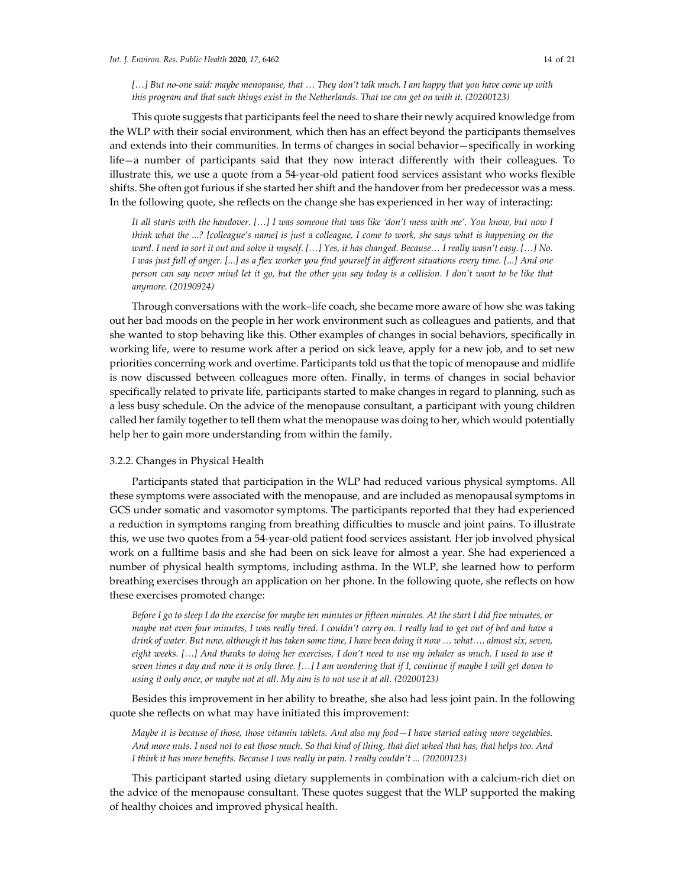*[…] But no-one said: maybe menopause, that … They don't talk much. I am happy that you have come up with this program and that such things exist in the Netherlands. That we can get on with it. (20200123)*

This quote suggests that participants feel the need to share their newly acquired knowledge from the WLP with their social environment, which then has an effect beyond the participants themselves and extends into their communities. In terms of changes in social behavior—specifically in working life—a number of participants said that they now interact differently with their colleagues. To illustrate this, we use a quote from a 54-year-old patient food services assistant who works flexible shifts. She often got furious if she started her shift and the handover from her predecessor was a mess. In the following quote, she reflects on the change she has experienced in her way of interacting:

*It all starts with the handover. […] I was someone that was like 'don't mess with me'. You know, but now I think what the ...? [colleague's name] is just a colleague, I come to work, she says what is happening on the ward. I need to sort it out and solve it myself. […] Yes, it has changed. Because… I really wasn't easy. […] No. I was just full of anger. [...] as a flex worker you find yourself in different situations every time. [...] And one person can say never mind let it go, but the other you say today is a collision. I don't want to be like that anymore. (20190924)*

Through conversations with the work–life coach, she became more aware of how she was taking out her bad moods on the people in her work environment such as colleagues and patients, and that she wanted to stop behaving like this. Other examples of changes in social behaviors, specifically in working life, were to resume work after a period on sick leave, apply for a new job, and to set new priorities concerning work and overtime. Participants told us that the topic of menopause and midlife is now discussed between colleagues more often. Finally, in terms of changes in social behavior specifically related to private life, participants started to make changes in regard to planning, such as a less busy schedule. On the advice of the menopause consultant, a participant with young children called her family together to tell them what the menopause was doing to her, which would potentially help her to gain more understanding from within the family.

### 3.2.2. Changes in Physical Health

Participants stated that participation in the WLP had reduced various physical symptoms. All these symptoms were associated with the menopause, and are included as menopausal symptoms in GCS under somatic and vasomotor symptoms. The participants reported that they had experienced a reduction in symptoms ranging from breathing difficulties to muscle and joint pains. To illustrate this, we use two quotes from a 54-year-old patient food services assistant. Her job involved physical work on a fulltime basis and she had been on sick leave for almost a year. She had experienced a number of physical health symptoms, including asthma. In the WLP, she learned how to perform breathing exercises through an application on her phone. In the following quote, she reflects on how these exercises promoted change:

*Before I go to sleep I do the exercise for maybe ten minutes or fifteen minutes. At the start I did five minutes, or maybe not even four minutes, I was really tired. I couldn't carry on. I really had to get out of bed and have a drink of water. But now, although it has taken some time, I have been doing it now … what…. almost six, seven, eight weeks. […] And thanks to doing her exercises, I don't need to use my inhaler as much. I used to use it seven times a day and now it is only three. […] I am wondering that if I, continue if maybe I will get down to using it only once, or maybe not at all. My aim is to not use it at all. (20200123)*

Besides this improvement in her ability to breathe, she also had less joint pain. In the following quote she reflects on what may have initiated this improvement:

*Maybe it is because of those, those vitamin tablets. And also my food—I have started eating more vegetables. And more nuts. I used not to eat those much. So that kind of thing, that diet wheel that has, that helps too. And I think it has more benefits. Because I was really in pain. I really couldn't ... (20200123)*

This participant started using dietary supplements in combination with a calcium-rich diet on the advice of the menopause consultant. These quotes suggest that the WLP supported the making of healthy choices and improved physical health.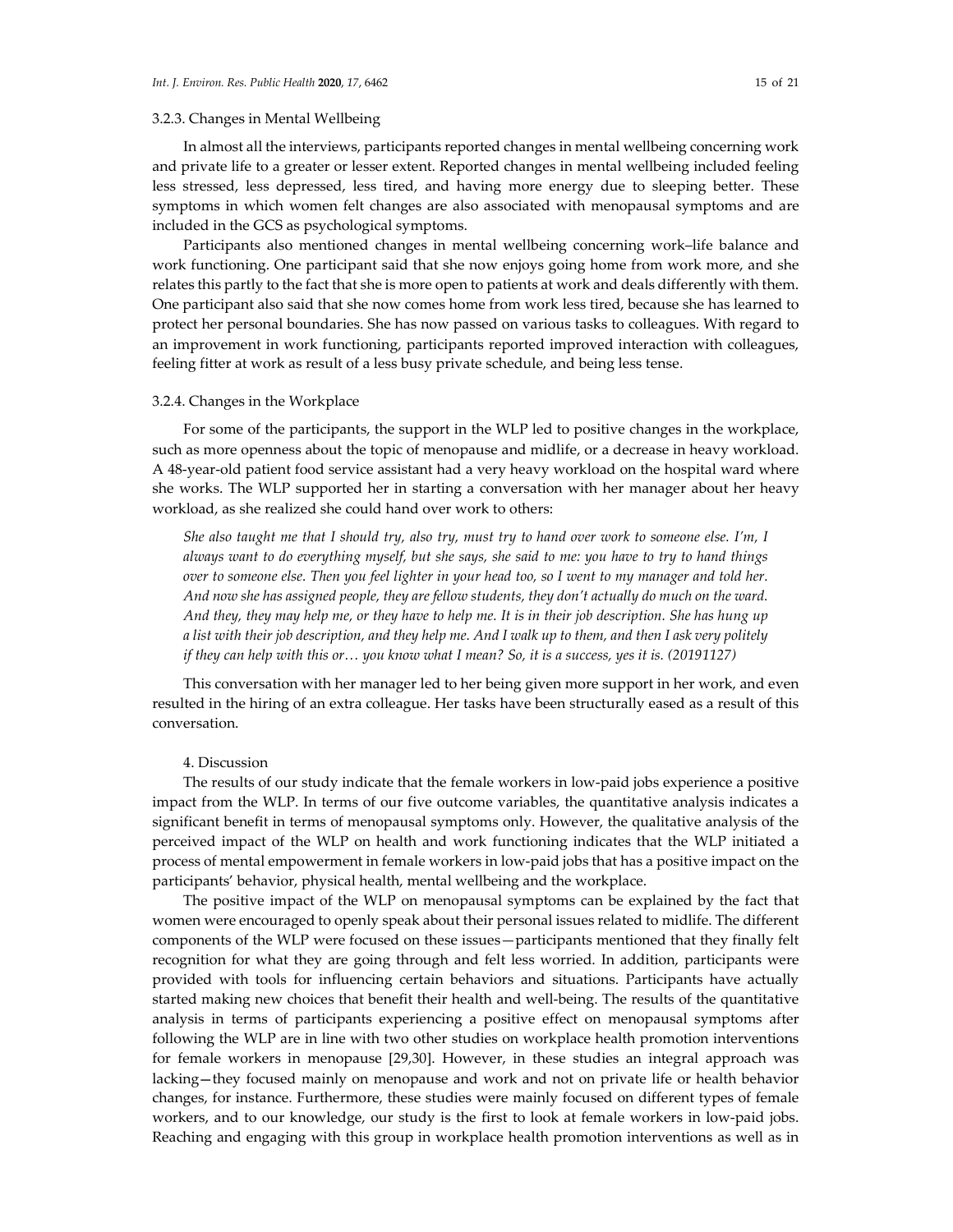#### 3.2.3. Changes in Mental Wellbeing

In almost all the interviews, participants reported changes in mental wellbeing concerning work and private life to a greater or lesser extent. Reported changes in mental wellbeing included feeling less stressed, less depressed, less tired, and having more energy due to sleeping better. These symptoms in which women felt changes are also associated with menopausal symptoms and are included in the GCS as psychological symptoms.

Participants also mentioned changes in mental wellbeing concerning work–life balance and work functioning. One participant said that she now enjoys going home from work more, and she relates this partly to the fact that she is more open to patients at work and deals differently with them. One participant also said that she now comes home from work less tired, because she has learned to protect her personal boundaries. She has now passed on various tasks to colleagues. With regard to an improvement in work functioning, participants reported improved interaction with colleagues, feeling fitter at work as result of a less busy private schedule, and being less tense.

#### 3.2.4. Changes in the Workplace

For some of the participants, the support in the WLP led to positive changes in the workplace, such as more openness about the topic of menopause and midlife, or a decrease in heavy workload. A 48-year-old patient food service assistant had a very heavy workload on the hospital ward where she works. The WLP supported her in starting a conversation with her manager about her heavy workload, as she realized she could hand over work to others:

> *She also taught me that I should try, also try, must try to hand over work to someone else. I'm, I always want to do everything myself, but she says, she said to me: you have to try to hand things over to someone else. Then you feel lighter in your head too, so I went to my manager and told her. And now she has assigned people, they are fellow students, they don't actually do much on the ward. And they, they may help me, or they have to help me. It is in their job description. She has hung up a list with their job description, and they help me. And I walk up to them, and then I ask very politely if they can help with this or… you know what I mean? So, it is a success, yes it is. (20191127)*

This conversation with her manager led to her being given more support in her work, and even resulted in the hiring of an extra colleague. Her tasks have been structurally eased as a result of this conversation.

## 4. Discussion

The results of our study indicate that the female workers in low-paid jobs experience a positive impact from the WLP. In terms of our five outcome variables, the quantitative analysis indicates a significant benefit in terms of menopausal symptoms only. However, the qualitative analysis of the perceived impact of the WLP on health and work functioning indicates that the WLP initiated a process of mental empowerment in female workers in low-paid jobs that has a positive impact on the participants' behavior, physical health, mental wellbeing and the workplace.

The positive impact of the WLP on menopausal symptoms can be explained by the fact that women were encouraged to openly speak about their personal issues related to midlife. The different components of the WLP were focused on these issues—participants mentioned that they finally felt recognition for what they are going through and felt less worried. In addition, participants were provided with tools for influencing certain behaviors and situations. Participants have actually started making new choices that benefit their health and well-being. The results of the quantitative analysis in terms of participants experiencing a positive effect on menopausal symptoms after following the WLP are in line with two other studies on workplace health promotion interventions for female workers in menopause [29,30]. However, in these studies an integral approach was lacking—they focused mainly on menopause and work and not on private life or health behavior changes, for instance. Furthermore, these studies were mainly focused on different types of female workers, and to our knowledge, our study is the first to look at female workers in low-paid jobs. Reaching and engaging with this group in workplace health promotion interventions as well as in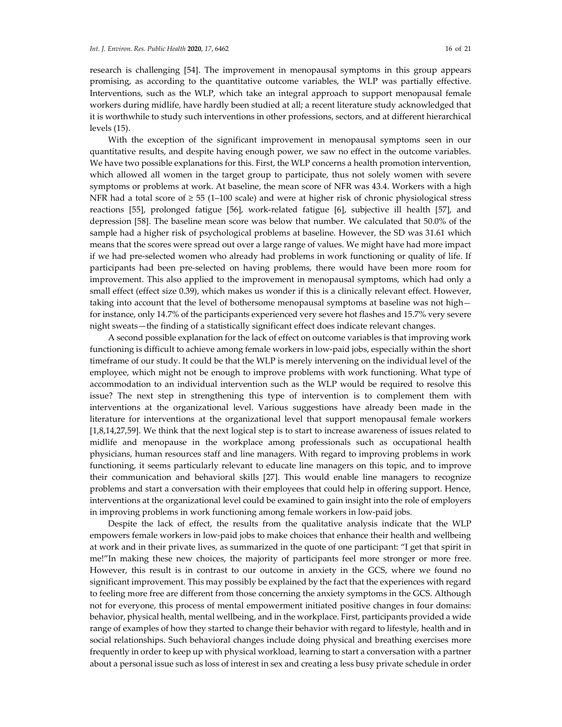research is challenging [54]. The improvement in menopausal symptoms in this group appears promising, as according to the quantitative outcome variables, the WLP was partially effective. Interventions, such as the WLP, which take an integral approach to support menopausal female workers during midlife, have hardly been studied at all; a recent literature study acknowledged that it is worthwhile to study such interventions in other professions, sectors, and at different hierarchical levels (15).

With the exception of the significant improvement in menopausal symptoms seen in our quantitative results, and despite having enough power, we saw no effect in the outcome variables. We have two possible explanations for this. First, the WLP concerns a health promotion intervention, which allowed all women in the target group to participate, thus not solely women with severe symptoms or problems at work. At baseline, the mean score of NFR was 43.4. Workers with a high NFR had a total score of ≥ 55 (1–100 scale) and were at higher risk of chronic physiological stress reactions [55], prolonged fatigue [56], work-related fatigue [6], subjective ill health [57], and depression [58]. The baseline mean score was below that number. We calculated that 50.0% of the sample had a higher risk of psychological problems at baseline. However, the SD was 31.61 which means that the scores were spread out over a large range of values. We might have had more impact if we had pre-selected women who already had problems in work functioning or quality of life. If participants had been pre-selected on having problems, there would have been more room for improvement. This also applied to the improvement in menopausal symptoms, which had only a small effect (effect size 0.39), which makes us wonder if this is a clinically relevant effect. However, taking into account that the level of bothersome menopausal symptoms at baseline was not high—for instance, only 14.7% of the participants experienced very severe hot flashes and 15.7% very severe night sweats—the finding of a statistically significant effect does indicate relevant changes.

A second possible explanation for the lack of effect on outcome variables is that improving work functioning is difficult to achieve among female workers in low-paid jobs, especially within the short timeframe of our study. It could be that the WLP is merely intervening on the individual level of the employee, which might not be enough to improve problems with work functioning. What type of accommodation to an individual intervention such as the WLP would be required to resolve this issue? The next step in strengthening this type of intervention is to complement them with interventions at the organizational level. Various suggestions have already been made in the literature for interventions at the organizational level that support menopausal female workers [1,8,14,27,59]. We think that the next logical step is to start to increase awareness of issues related to midlife and menopause in the workplace among professionals such as occupational health physicians, human resources staff and line managers. With regard to improving problems in work functioning, it seems particularly relevant to educate line managers on this topic, and to improve their communication and behavioral skills [27]. This would enable line managers to recognize problems and start a conversation with their employees that could help in offering support. Hence, interventions at the organizational level could be examined to gain insight into the role of employers in improving problems in work functioning among female workers in low-paid jobs.

Despite the lack of effect, the results from the qualitative analysis indicate that the WLP empowers female workers in low-paid jobs to make choices that enhance their health and wellbeing at work and in their private lives, as summarized in the quote of one participant: "I get that spirit in me!"In making these new choices, the majority of participants feel more stronger or more free. However, this result is in contrast to our outcome in anxiety in the GCS, where we found no significant improvement. This may possibly be explained by the fact that the experiences with regard to feeling more free are different from those concerning the anxiety symptoms in the GCS. Although not for everyone, this process of mental empowerment initiated positive changes in four domains: behavior, physical health, mental wellbeing, and in the workplace. First, participants provided a wide range of examples of how they started to change their behavior with regard to lifestyle, health and in social relationships. Such behavioral changes include doing physical and breathing exercises more frequently in order to keep up with physical workload, learning to start a conversation with a partner about a personal issue such as loss of interest in sex and creating a less busy private schedule in order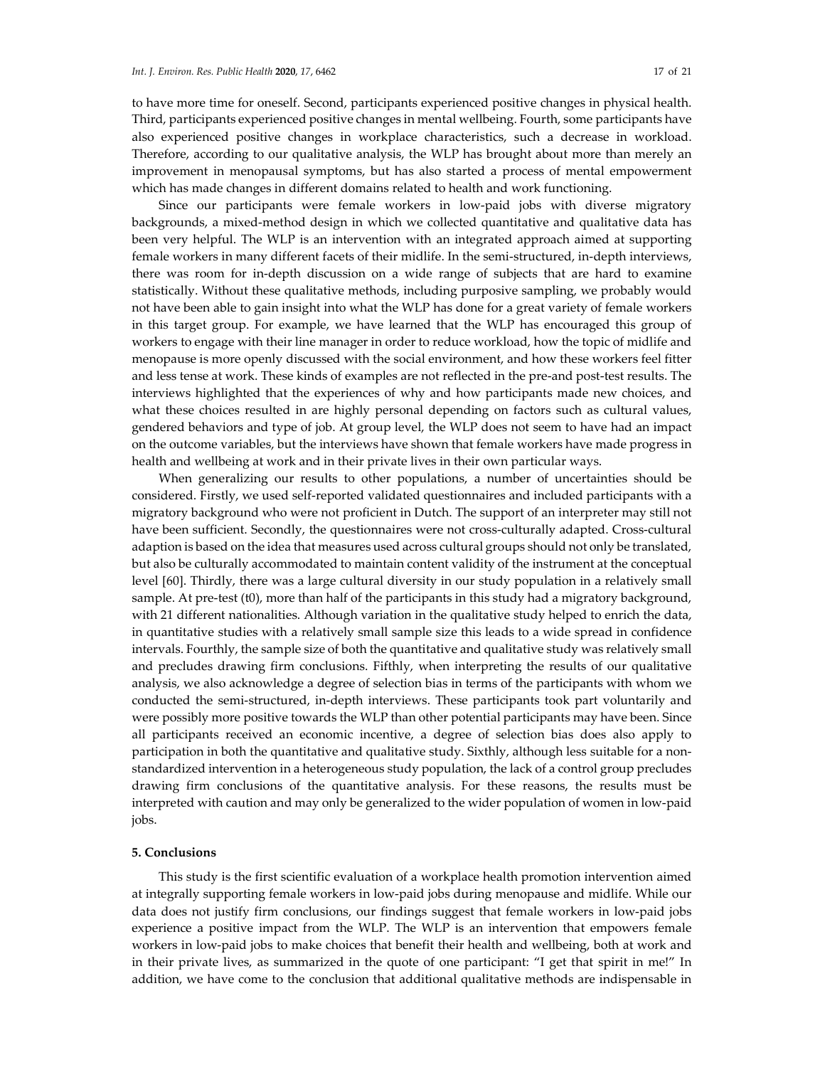to have more time for oneself. Second, participants experienced positive changes in physical health. Third, participants experienced positive changes in mental wellbeing. Fourth, some participants have also experienced positive changes in workplace characteristics, such a decrease in workload. Therefore, according to our qualitative analysis, the WLP has brought about more than merely an improvement in menopausal symptoms, but has also started a process of mental empowerment which has made changes in different domains related to health and work functioning.

Since our participants were female workers in low-paid jobs with diverse migratory backgrounds, a mixed-method design in which we collected quantitative and qualitative data has been very helpful. The WLP is an intervention with an integrated approach aimed at supporting female workers in many different facets of their midlife. In the semi-structured, in-depth interviews, there was room for in-depth discussion on a wide range of subjects that are hard to examine statistically. Without these qualitative methods, including purposive sampling, we probably would not have been able to gain insight into what the WLP has done for a great variety of female workers in this target group. For example, we have learned that the WLP has encouraged this group of workers to engage with their line manager in order to reduce workload, how the topic of midlife and menopause is more openly discussed with the social environment, and how these workers feel fitter and less tense at work. These kinds of examples are not reflected in the pre-and post-test results. The interviews highlighted that the experiences of why and how participants made new choices, and what these choices resulted in are highly personal depending on factors such as cultural values, gendered behaviors and type of job. At group level, the WLP does not seem to have had an impact on the outcome variables, but the interviews have shown that female workers have made progress in health and wellbeing at work and in their private lives in their own particular ways.

When generalizing our results to other populations, a number of uncertainties should be considered. Firstly, we used self-reported validated questionnaires and included participants with a migratory background who were not proficient in Dutch. The support of an interpreter may still not have been sufficient. Secondly, the questionnaires were not cross-culturally adapted. Cross-cultural adaption is based on the idea that measures used across cultural groups should not only be translated, but also be culturally accommodated to maintain content validity of the instrument at the conceptual level [60]. Thirdly, there was a large cultural diversity in our study population in a relatively small sample. At pre-test (t0), more than half of the participants in this study had a migratory background, with 21 different nationalities. Although variation in the qualitative study helped to enrich the data, in quantitative studies with a relatively small sample size this leads to a wide spread in confidence intervals. Fourthly, the sample size of both the quantitative and qualitative study was relatively small and precludes drawing firm conclusions. Fifthly, when interpreting the results of our qualitative analysis, we also acknowledge a degree of selection bias in terms of the participants with whom we conducted the semi-structured, in-depth interviews. These participants took part voluntarily and were possibly more positive towards the WLP than other potential participants may have been. Since all participants received an economic incentive, a degree of selection bias does also apply to participation in both the quantitative and qualitative study. Sixthly, although less suitable for a non-standardized intervention in a heterogeneous study population, the lack of a control group precludes drawing firm conclusions of the quantitative analysis. For these reasons, the results must be interpreted with caution and may only be generalized to the wider population of women in low-paid jobs.

## 5. Conclusions

This study is the first scientific evaluation of a workplace health promotion intervention aimed at integrally supporting female workers in low-paid jobs during menopause and midlife. While our data does not justify firm conclusions, our findings suggest that female workers in low-paid jobs experience a positive impact from the WLP. The WLP is an intervention that empowers female workers in low-paid jobs to make choices that benefit their health and wellbeing, both at work and in their private lives, as summarized in the quote of one participant: "I get that spirit in me!" In addition, we have come to the conclusion that additional qualitative methods are indispensable in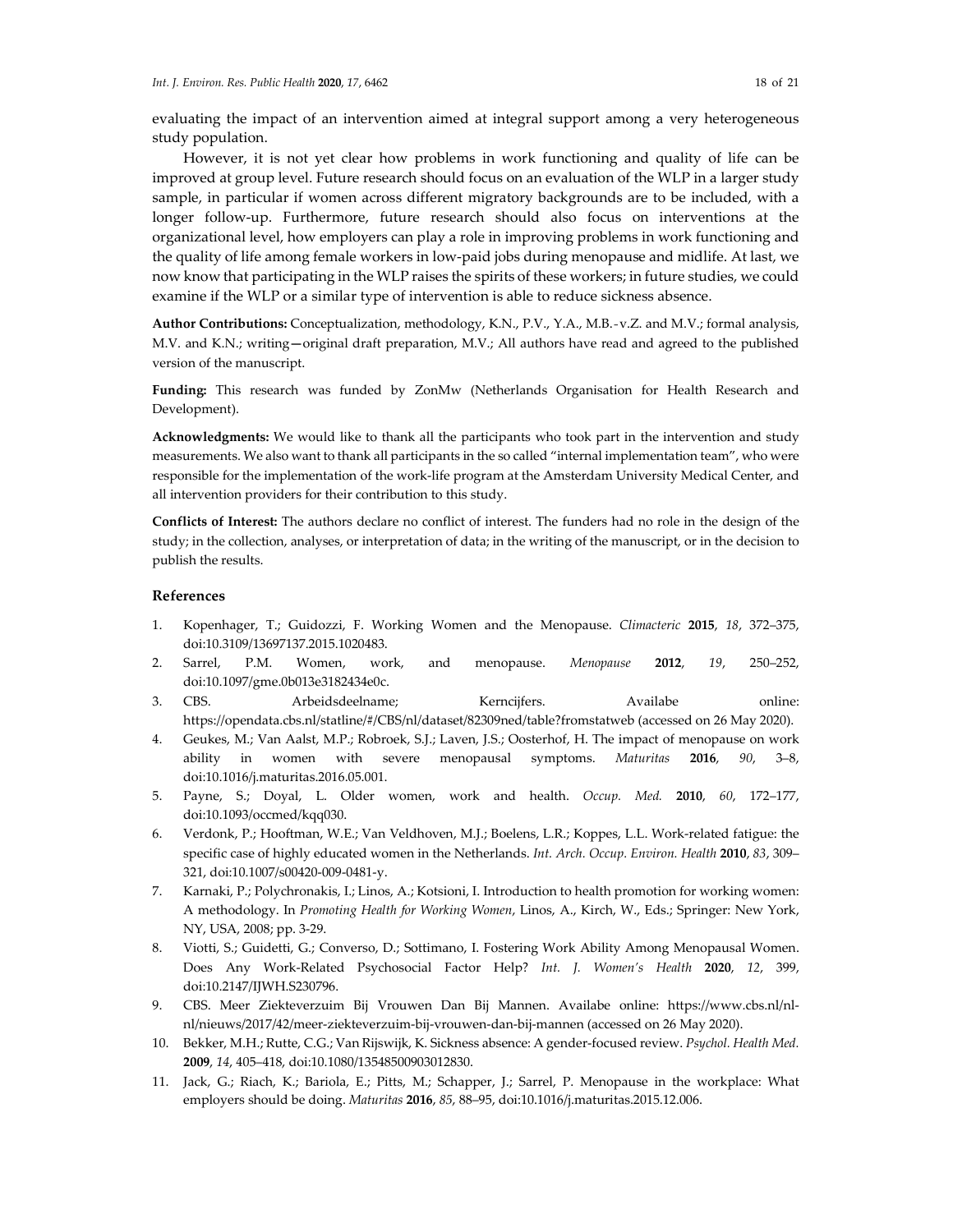evaluating the impact of an intervention aimed at integral support among a very heterogeneous study population.

However, it is not yet clear how problems in work functioning and quality of life can be improved at group level. Future research should focus on an evaluation of the WLP in a larger study sample, in particular if women across different migratory backgrounds are to be included, with a longer follow-up. Furthermore, future research should also focus on interventions at the organizational level, how employers can play a role in improving problems in work functioning and the quality of life among female workers in low-paid jobs during menopause and midlife. At last, we now know that participating in the WLP raises the spirits of these workers; in future studies, we could examine if the WLP or a similar type of intervention is able to reduce sickness absence.

**Author Contributions:** Conceptualization, methodology, K.N., P.V., Y.A., M.B.-v.Z. and M.V.; formal analysis, M.V. and K.N.; writing—original draft preparation, M.V.; All authors have read and agreed to the published version of the manuscript.

**Funding:** This research was funded by ZonMw (Netherlands Organisation for Health Research and Development).

**Acknowledgments:** We would like to thank all the participants who took part in the intervention and study measurements. We also want to thank all participants in the so called "internal implementation team", who were responsible for the implementation of the work-life program at the Amsterdam University Medical Center, and all intervention providers for their contribution to this study.

**Conflicts of Interest:** The authors declare no conflict of interest. The funders had no role in the design of the study; in the collection, analyses, or interpretation of data; in the writing of the manuscript, or in the decision to publish the results.

## References

1. Kopenhager, T.; Guidozzi, F. Working Women and the Menopause. *Climacteric* **2015**, *18*, 372–375, doi:10.3109/13697137.2015.1020483.
2. Sarrel, P.M. Women, work, and menopause. *Menopause* **2012**, *19*, 250–252, doi:10.1097/gme.0b013e3182434e0c.
3. CBS. Arbeidsdeelname; Kerncijfers. Availabe online: https://opendata.cbs.nl/statline/#/CBS/nl/dataset/82309ned/table?fromstatweb (accessed on 26 May 2020).
4. Geukes, M.; Van Aalst, M.P.; Robroek, S.J.; Laven, J.S.; Oosterhof, H. The impact of menopause on work ability in women with severe menopausal symptoms. *Maturitas* **2016**, *90*, 3–8, doi:10.1016/j.maturitas.2016.05.001.
5. Payne, S.; Doyal, L. Older women, work and health. *Occup. Med.* **2010**, *60*, 172–177, doi:10.1093/occmed/kqq030.
6. Verdonk, P.; Hooftman, W.E.; Van Veldhoven, M.J.; Boelens, L.R.; Koppes, L.L. Work-related fatigue: the specific case of highly educated women in the Netherlands. *Int. Arch. Occup. Environ. Health* **2010**, *83*, 309–321, doi:10.1007/s00420-009-0481-y.
7. Karnaki, P.; Polychronakis, I.; Linos, A.; Kotsioni, I. Introduction to health promotion for working women: A methodology. In *Promoting Health for Working Women*, Linos, A., Kirch, W., Eds.; Springer: New York, NY, USA, 2008; pp. 3-29.
8. Viotti, S.; Guidetti, G.; Converso, D.; Sottimano, I. Fostering Work Ability Among Menopausal Women. Does Any Work-Related Psychosocial Factor Help? *Int. J. Women's Health* **2020**, *12*, 399, doi:10.2147/IJWH.S230796.
9. CBS. Meer Ziekteverzuim Bij Vrouwen Dan Bij Mannen. Availabe online: https://www.cbs.nl/nl-nl/nieuws/2017/42/meer-ziekteverzuim-bij-vrouwen-dan-bij-mannen (accessed on 26 May 2020).
10. Bekker, M.H.; Rutte, C.G.; Van Rijswijk, K. Sickness absence: A gender-focused review. *Psychol. Health Med.* **2009**, *14*, 405–418, doi:10.1080/13548500903012830.
11. Jack, G.; Riach, K.; Bariola, E.; Pitts, M.; Schapper, J.; Sarrel, P. Menopause in the workplace: What employers should be doing. *Maturitas* **2016**, *85*, 88–95, doi:10.1016/j.maturitas.2015.12.006.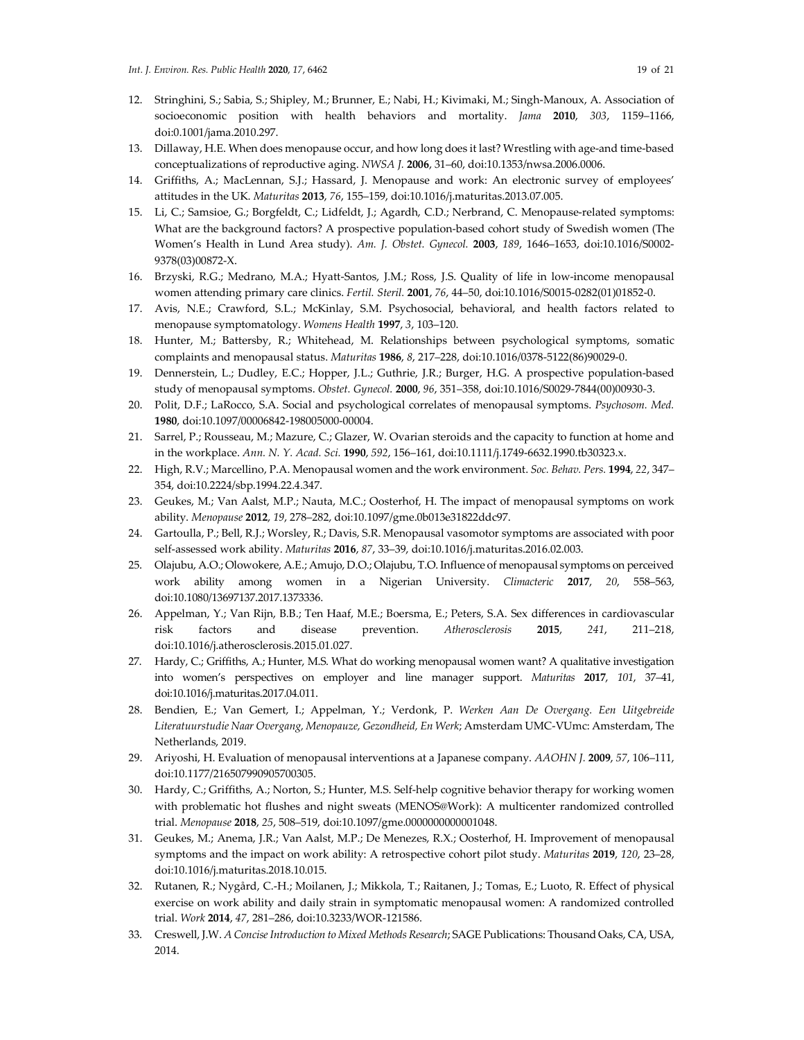12. Stringhini, S.; Sabia, S.; Shipley, M.; Brunner, E.; Nabi, H.; Kivimaki, M.; Singh-Manoux, A. Association of socioeconomic position with health behaviors and mortality. *Jama* **2010**, *303*, 1159–1166, doi:0.1001/jama.2010.297.
13. Dillaway, H.E. When does menopause occur, and how long does it last? Wrestling with age-and time-based conceptualizations of reproductive aging. *NWSA J.* **2006**, 31–60, doi:10.1353/nwsa.2006.0006.
14. Griffiths, A.; MacLennan, S.J.; Hassard, J. Menopause and work: An electronic survey of employees' attitudes in the UK. *Maturitas* **2013**, *76*, 155–159, doi:10.1016/j.maturitas.2013.07.005.
15. Li, C.; Samsioe, G.; Borgfeldt, C.; Lidfeldt, J.; Agardh, C.D.; Nerbrand, C. Menopause-related symptoms: What are the background factors? A prospective population-based cohort study of Swedish women (The Women's Health in Lund Area study). *Am. J. Obstet. Gynecol.* **2003**, *189*, 1646–1653, doi:10.1016/S0002-9378(03)00872-X.
16. Brzyski, R.G.; Medrano, M.A.; Hyatt-Santos, J.M.; Ross, J.S. Quality of life in low-income menopausal women attending primary care clinics. *Fertil. Steril.* **2001**, *76*, 44–50, doi:10.1016/S0015-0282(01)01852-0.
17. Avis, N.E.; Crawford, S.L.; McKinlay, S.M. Psychosocial, behavioral, and health factors related to menopause symptomatology. *Womens Health* **1997**, *3*, 103–120.
18. Hunter, M.; Battersby, R.; Whitehead, M. Relationships between psychological symptoms, somatic complaints and menopausal status. *Maturitas* **1986**, *8*, 217–228, doi:10.1016/0378-5122(86)90029-0.
19. Dennerstein, L.; Dudley, E.C.; Hopper, J.L.; Guthrie, J.R.; Burger, H.G. A prospective population-based study of menopausal symptoms. *Obstet. Gynecol.* **2000**, *96*, 351–358, doi:10.1016/S0029-7844(00)00930-3.
20. Polit, D.F.; LaRocco, S.A. Social and psychological correlates of menopausal symptoms. *Psychosom. Med.* **1980**, doi:10.1097/00006842-198005000-00004.
21. Sarrel, P.; Rousseau, M.; Mazure, C.; Glazer, W. Ovarian steroids and the capacity to function at home and in the workplace. *Ann. N. Y. Acad. Sci.* **1990**, *592*, 156–161, doi:10.1111/j.1749-6632.1990.tb30323.x.
22. High, R.V.; Marcellino, P.A. Menopausal women and the work environment. *Soc. Behav. Pers.* **1994**, *22*, 347–354, doi:10.2224/sbp.1994.22.4.347.
23. Geukes, M.; Van Aalst, M.P.; Nauta, M.C.; Oosterhof, H. The impact of menopausal symptoms on work ability. *Menopause* **2012**, *19*, 278–282, doi:10.1097/gme.0b013e31822ddc97.
24. Gartoulla, P.; Bell, R.J.; Worsley, R.; Davis, S.R. Menopausal vasomotor symptoms are associated with poor self-assessed work ability. *Maturitas* **2016**, *87*, 33–39, doi:10.1016/j.maturitas.2016.02.003.
25. Olajubu, A.O.; Olowokere, A.E.; Amujo, D.O.; Olajubu, T.O. Influence of menopausal symptoms on perceived work ability among women in a Nigerian University. *Climacteric* **2017**, *20*, 558–563, doi:10.1080/13697137.2017.1373336.
26. Appelman, Y.; Van Rijn, B.B.; Ten Haaf, M.E.; Boersma, E.; Peters, S.A. Sex differences in cardiovascular risk factors and disease prevention. *Atherosclerosis* **2015**, *241*, 211–218, doi:10.1016/j.atherosclerosis.2015.01.027.
27. Hardy, C.; Griffiths, A.; Hunter, M.S. What do working menopausal women want? A qualitative investigation into women's perspectives on employer and line manager support. *Maturitas* **2017**, *101*, 37–41, doi:10.1016/j.maturitas.2017.04.011.
28. Bendien, E.; Van Gemert, I.; Appelman, Y.; Verdonk, P. *Werken Aan De Overgang. Een Uitgebreide Literatuurstudie Naar Overgang, Menopauze, Gezondheid, En Werk*; Amsterdam UMC-VUmc: Amsterdam, The Netherlands, 2019.
29. Ariyoshi, H. Evaluation of menopausal interventions at a Japanese company. *AAOHN J.* **2009**, *57*, 106–111, doi:10.1177/216507990905700305.
30. Hardy, C.; Griffiths, A.; Norton, S.; Hunter, M.S. Self-help cognitive behavior therapy for working women with problematic hot flushes and night sweats (MENOS@Work): A multicenter randomized controlled trial. *Menopause* **2018**, *25*, 508–519, doi:10.1097/gme.0000000000001048.
31. Geukes, M.; Anema, J.R.; Van Aalst, M.P.; De Menezes, R.X.; Oosterhof, H. Improvement of menopausal symptoms and the impact on work ability: A retrospective cohort pilot study. *Maturitas* **2019**, *120*, 23–28, doi:10.1016/j.maturitas.2018.10.015.
32. Rutanen, R.; Nygård, C.-H.; Moilanen, J.; Mikkola, T.; Raitanen, J.; Tomas, E.; Luoto, R. Effect of physical exercise on work ability and daily strain in symptomatic menopausal women: A randomized controlled trial. *Work* **2014**, *47*, 281–286, doi:10.3233/WOR-121586.
33. Creswell, J.W. *A Concise Introduction to Mixed Methods Research*; SAGE Publications: Thousand Oaks, CA, USA, 2014.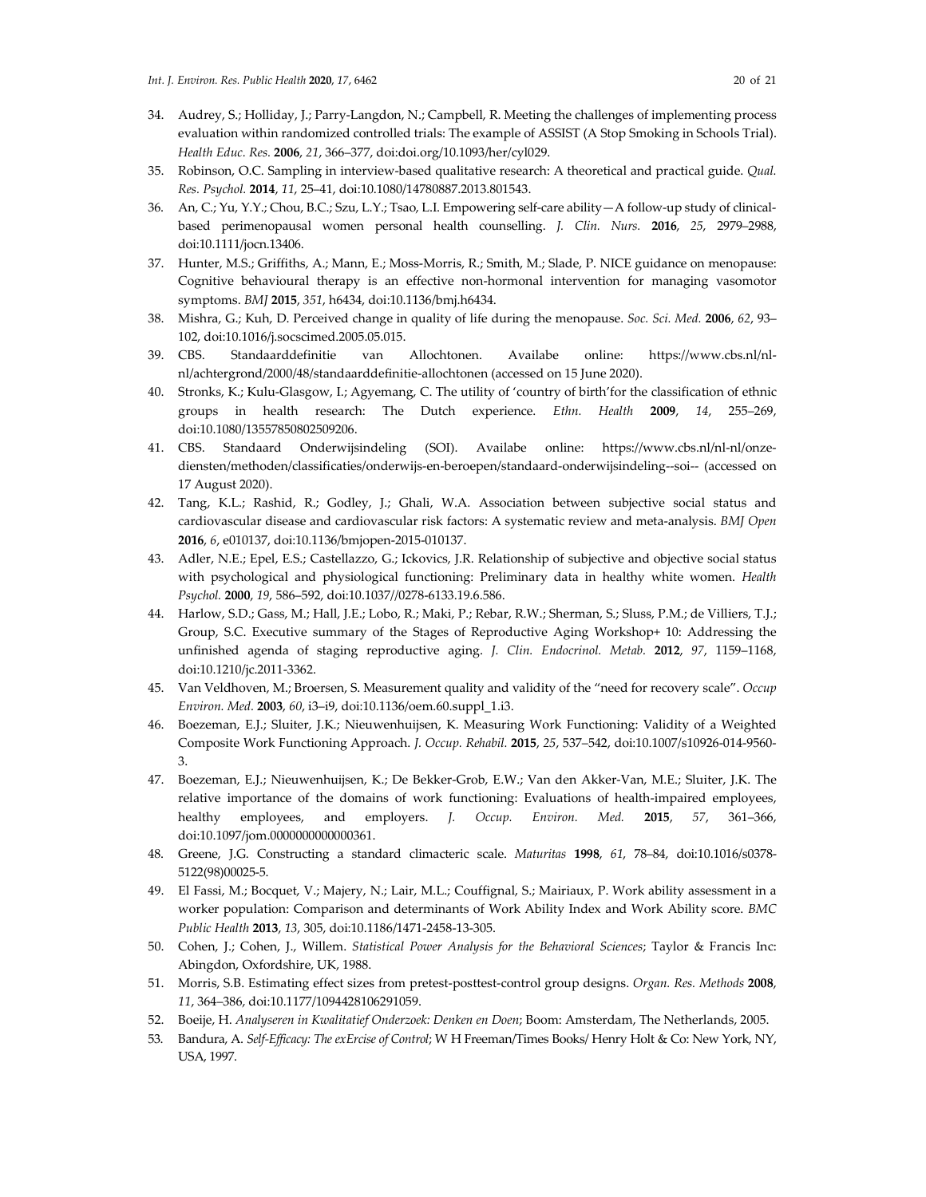34. Audrey, S.; Holliday, J.; Parry-Langdon, N.; Campbell, R. Meeting the challenges of implementing process evaluation within randomized controlled trials: The example of ASSIST (A Stop Smoking in Schools Trial). *Health Educ. Res.* **2006**, *21*, 366–377, doi:doi.org/10.1093/her/cyl029.
35. Robinson, O.C. Sampling in interview-based qualitative research: A theoretical and practical guide. *Qual. Res. Psychol.* **2014**, *11*, 25–41, doi:10.1080/14780887.2013.801543.
36. An, C.; Yu, Y.Y.; Chou, B.C.; Szu, L.Y.; Tsao, L.I. Empowering self-care ability—A follow-up study of clinical-based perimenopausal women personal health counselling. *J. Clin. Nurs.* **2016**, *25*, 2979–2988, doi:10.1111/jocn.13406.
37. Hunter, M.S.; Griffiths, A.; Mann, E.; Moss-Morris, R.; Smith, M.; Slade, P. NICE guidance on menopause: Cognitive behavioural therapy is an effective non-hormonal intervention for managing vasomotor symptoms. *BMJ* **2015**, *351*, h6434, doi:10.1136/bmj.h6434.
38. Mishra, G.; Kuh, D. Perceived change in quality of life during the menopause. *Soc. Sci. Med.* **2006**, *62*, 93–102, doi:10.1016/j.socscimed.2005.05.015.
39. CBS. Standaarddefinitie van Allochtonen. Availabe online: https://www.cbs.nl/nl-nl/achtergrond/2000/48/standaarddefinitie-allochtonen (accessed on 15 June 2020).
40. Stronks, K.; Kulu-Glasgow, I.; Agyemang, C. The utility of 'country of birth'for the classification of ethnic groups in health research: The Dutch experience. *Ethn. Health* **2009**, *14*, 255–269, doi:10.1080/13557850802509206.
41. CBS. Standaard Onderwijsindeling (SOI). Availabe online: https://www.cbs.nl/nl-nl/onze-diensten/methoden/classificaties/onderwijs-en-beroepen/standaard-onderwijsindeling--soi-- (accessed on 17 August 2020).
42. Tang, K.L.; Rashid, R.; Godley, J.; Ghali, W.A. Association between subjective social status and cardiovascular disease and cardiovascular risk factors: A systematic review and meta-analysis. *BMJ Open* **2016**, *6*, e010137, doi:10.1136/bmjopen-2015-010137.
43. Adler, N.E.; Epel, E.S.; Castellazzo, G.; Ickovics, J.R. Relationship of subjective and objective social status with psychological and physiological functioning: Preliminary data in healthy white women. *Health Psychol.* **2000**, *19*, 586–592, doi:10.1037//0278-6133.19.6.586.
44. Harlow, S.D.; Gass, M.; Hall, J.E.; Lobo, R.; Maki, P.; Rebar, R.W.; Sherman, S.; Sluss, P.M.; de Villiers, T.J.; Group, S.C. Executive summary of the Stages of Reproductive Aging Workshop+ 10: Addressing the unfinished agenda of staging reproductive aging. *J. Clin. Endocrinol. Metab.* **2012**, *97*, 1159–1168, doi:10.1210/jc.2011-3362.
45. Van Veldhoven, M.; Broersen, S. Measurement quality and validity of the "need for recovery scale". *Occup Environ. Med.* **2003**, *60*, i3–i9, doi:10.1136/oem.60.suppl_1.i3.
46. Boezeman, E.J.; Sluiter, J.K.; Nieuwenhuijsen, K. Measuring Work Functioning: Validity of a Weighted Composite Work Functioning Approach. *J. Occup. Rehabil.* **2015**, *25*, 537–542, doi:10.1007/s10926-014-9560-3.
47. Boezeman, E.J.; Nieuwenhuijsen, K.; De Bekker-Grob, E.W.; Van den Akker-Van, M.E.; Sluiter, J.K. The relative importance of the domains of work functioning: Evaluations of health-impaired employees, healthy employees, and employers. *J. Occup. Environ. Med.* **2015**, *57*, 361–366, doi:10.1097/jom.0000000000000361.
48. Greene, J.G. Constructing a standard climacteric scale. *Maturitas* **1998**, *61*, 78–84, doi:10.1016/s0378-5122(98)00025-5.
49. El Fassi, M.; Bocquet, V.; Majery, N.; Lair, M.L.; Couffignal, S.; Mairiaux, P. Work ability assessment in a worker population: Comparison and determinants of Work Ability Index and Work Ability score. *BMC Public Health* **2013**, *13*, 305, doi:10.1186/1471-2458-13-305.
50. Cohen, J.; Cohen, J., Willem. *Statistical Power Analysis for the Behavioral Sciences*; Taylor & Francis Inc: Abingdon, Oxfordshire, UK, 1988.
51. Morris, S.B. Estimating effect sizes from pretest-posttest-control group designs. *Organ. Res. Methods* **2008**, *11*, 364–386, doi:10.1177/1094428106291059.
52. Boeije, H. *Analyseren in Kwalitatief Onderzoek: Denken en Doen*; Boom: Amsterdam, The Netherlands, 2005.
53. Bandura, A. *Self-Efficacy: The exErcise of Control*; W H Freeman/Times Books/ Henry Holt & Co: New York, NY, USA, 1997.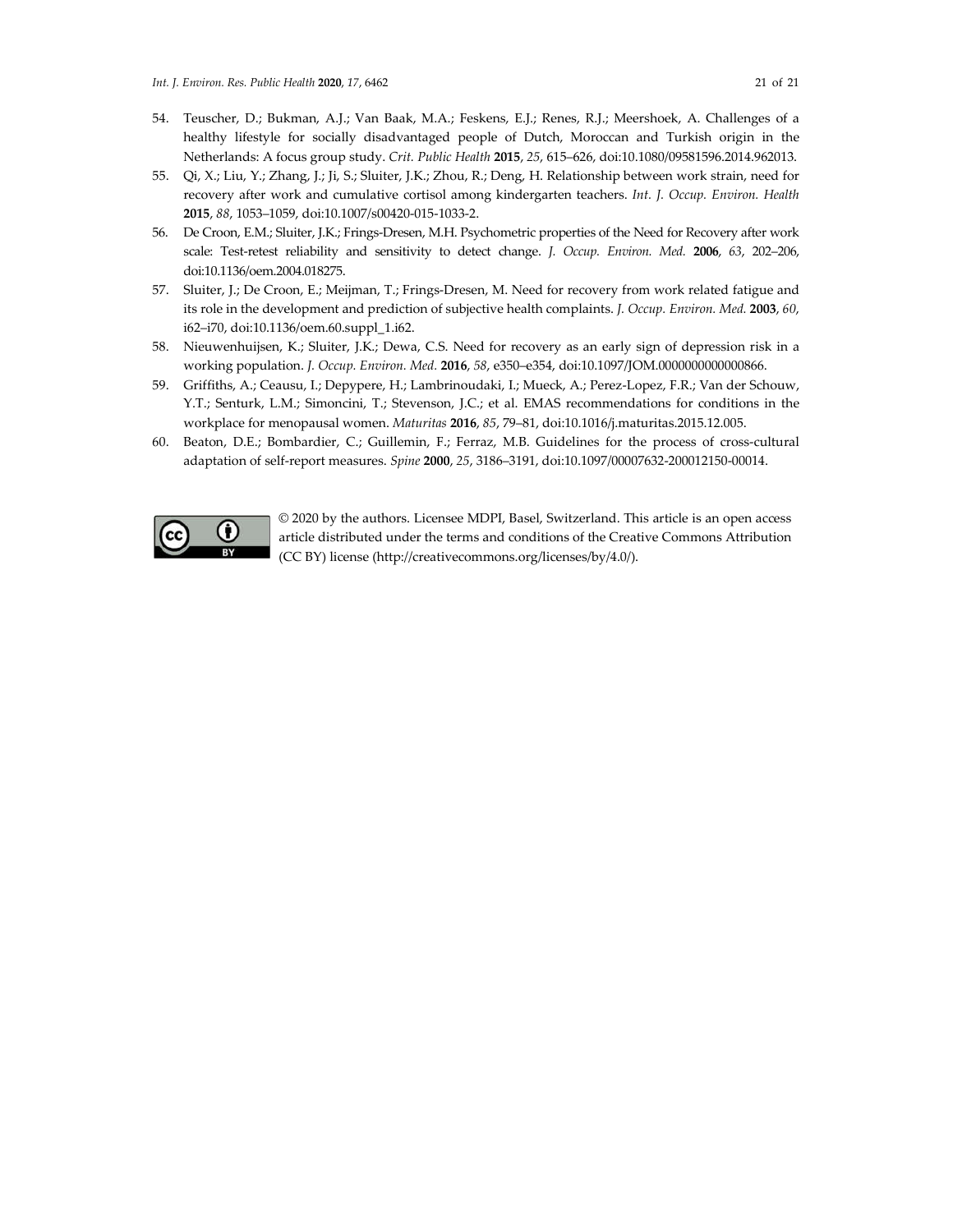54. Teuscher, D.; Bukman, A.J.; Van Baak, M.A.; Feskens, E.J.; Renes, R.J.; Meershoek, A. Challenges of a healthy lifestyle for socially disadvantaged people of Dutch, Moroccan and Turkish origin in the Netherlands: A focus group study. *Crit. Public Health* **2015**, *25*, 615–626, doi:10.1080/09581596.2014.962013.
55. Qi, X.; Liu, Y.; Zhang, J.; Ji, S.; Sluiter, J.K.; Zhou, R.; Deng, H. Relationship between work strain, need for recovery after work and cumulative cortisol among kindergarten teachers. *Int. J. Occup. Environ. Health* **2015**, *88*, 1053–1059, doi:10.1007/s00420-015-1033-2.
56. De Croon, E.M.; Sluiter, J.K.; Frings-Dresen, M.H. Psychometric properties of the Need for Recovery after work scale: Test-retest reliability and sensitivity to detect change. *J. Occup. Environ. Med.* **2006**, *63*, 202–206, doi:10.1136/oem.2004.018275.
57. Sluiter, J.; De Croon, E.; Meijman, T.; Frings-Dresen, M. Need for recovery from work related fatigue and its role in the development and prediction of subjective health complaints. *J. Occup. Environ. Med.* **2003**, *60*, i62–i70, doi:10.1136/oem.60.suppl_1.i62.
58. Nieuwenhuijsen, K.; Sluiter, J.K.; Dewa, C.S. Need for recovery as an early sign of depression risk in a working population. *J. Occup. Environ. Med.* **2016**, *58*, e350–e354, doi:10.1097/JOM.0000000000000866.
59. Griffiths, A.; Ceausu, I.; Depypere, H.; Lambrinoudaki, I.; Mueck, A.; Perez-Lopez, F.R.; Van der Schouw, Y.T.; Senturk, L.M.; Simoncini, T.; Stevenson, J.C.; et al. EMAS recommendations for conditions in the workplace for menopausal women. *Maturitas* **2016**, *85*, 79–81, doi:10.1016/j.maturitas.2015.12.005.
60. Beaton, D.E.; Bombardier, C.; Guillemin, F.; Ferraz, M.B. Guidelines for the process of cross-cultural adaptation of self-report measures. *Spine* **2000**, *25*, 3186–3191, doi:10.1097/00007632-200012150-00014.

© 2020 by the authors. Licensee MDPI, Basel, Switzerland. This article is an open access article distributed under the terms and conditions of the Creative Commons Attribution (CC BY) license (http://creativecommons.org/licenses/by/4.0/).